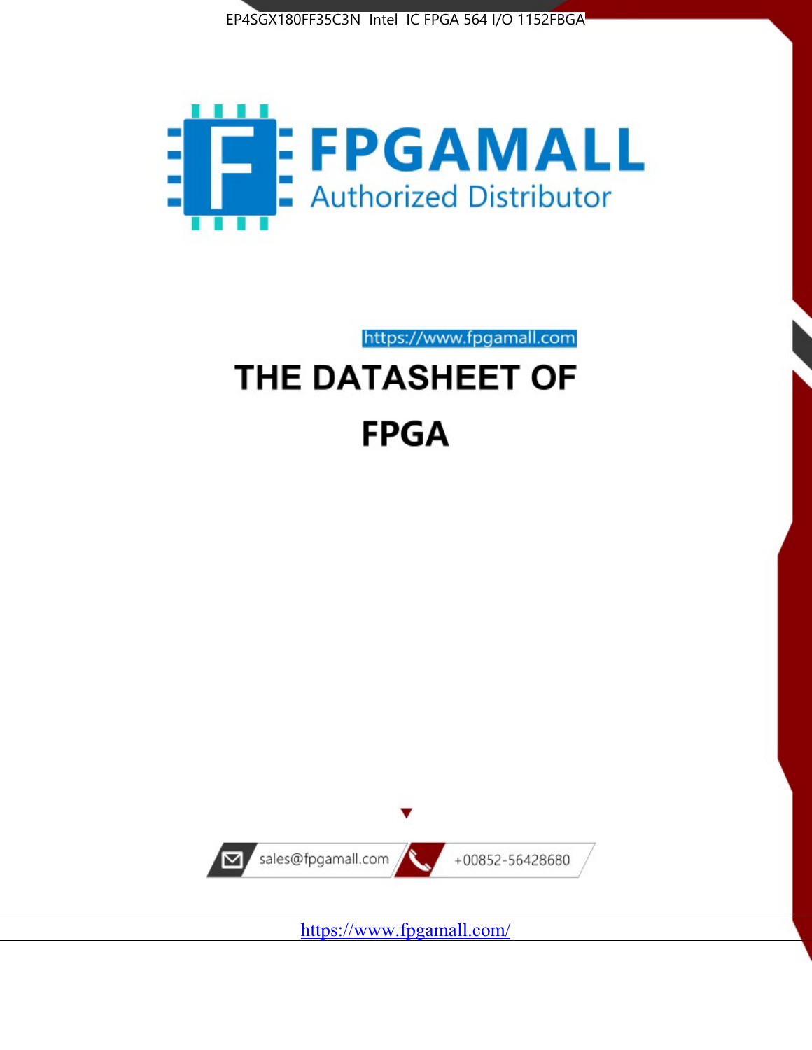EP4SGX180FF35C3N Intel IC FPGA 564 I/O 1152FBGA

FPGAMALL

Authorized Distributor

https://www.fpgamall.com

# THE DATASHEET OF

# FPGA

sales@fpgamall.com

+00852-56428680

https://www.fpgamall.com/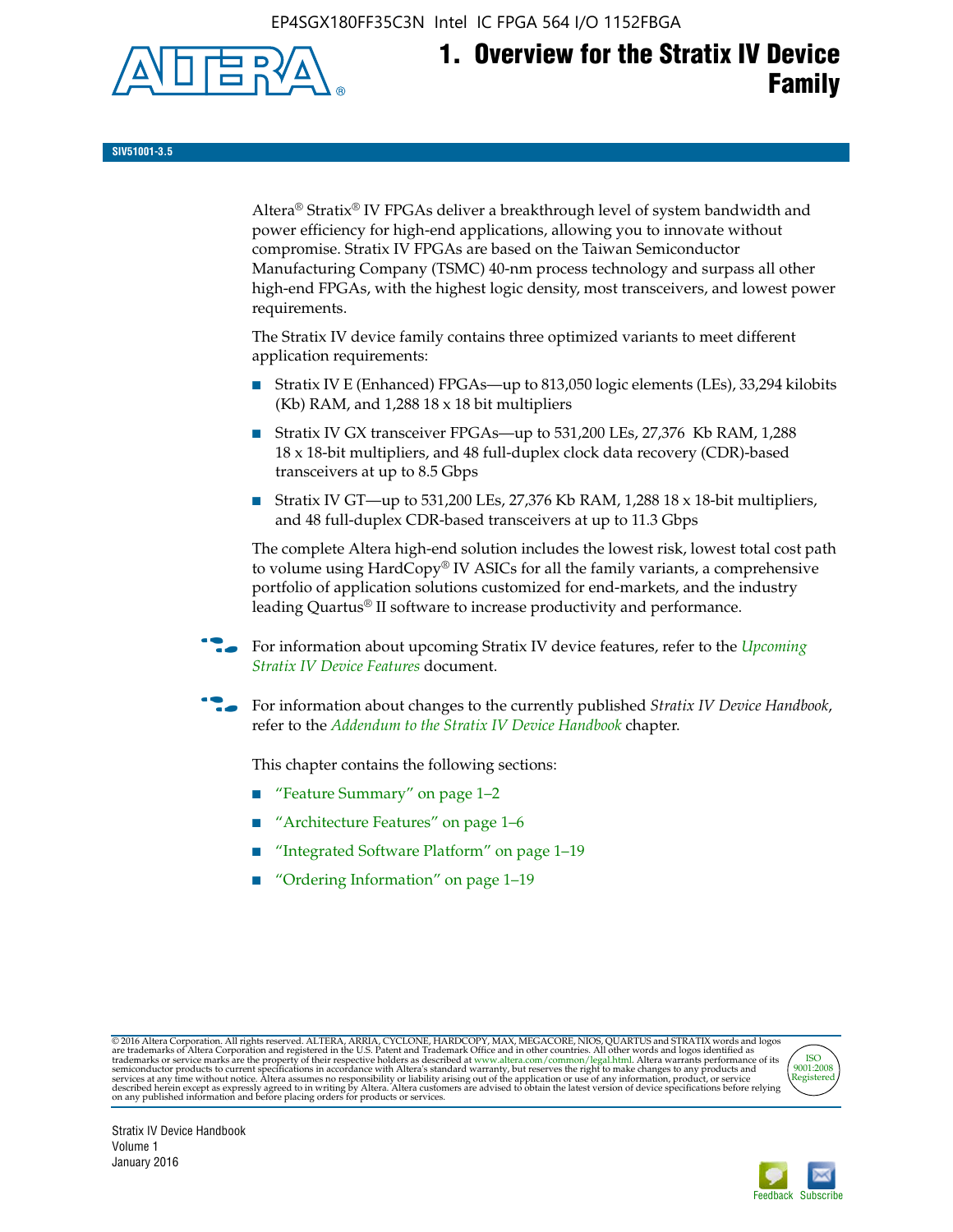# 1. Overview for the Stratix IV Device Family

SIV51001-3.5

Altera® Stratix® IV FPGAs deliver a breakthrough level of system bandwidth and power efficiency for high-end applications, allowing you to innovate without compromise. Stratix IV FPGAs are based on the Taiwan Semiconductor Manufacturing Company (TSMC) 40-nm process technology and surpass all other high-end FPGAs, with the highest logic density, most transceivers, and lowest power requirements.

The Stratix IV device family contains three optimized variants to meet different application requirements:

- Stratix IV E (Enhanced) FPGAs—up to 813,050 logic elements (LEs), 33,294 kilobits (Kb) RAM, and 1,288 18 x 18 bit multipliers
- Stratix IV GX transceiver FPGAs—up to 531,200 LEs, 27,376 Kb RAM, 1,288 18 x 18-bit multipliers, and 48 full-duplex clock data recovery (CDR)-based transceivers at up to 8.5 Gbps
- Stratix IV GT—up to 531,200 LEs, 27,376 Kb RAM, 1,288 18 x 18-bit multipliers, and 48 full-duplex CDR-based transceivers at up to 11.3 Gbps

The complete Altera high-end solution includes the lowest risk, lowest total cost path to volume using HardCopy® IV ASICs for all the family variants, a comprehensive portfolio of application solutions customized for end-markets, and the industry leading Quartus® II software to increase productivity and performance.

For information about upcoming Stratix IV device features, refer to the *Upcoming Stratix IV Device Features* document.

For information about changes to the currently published *Stratix IV Device Handbook*, refer to the *Addendum to the Stratix IV Device Handbook* chapter.

This chapter contains the following sections:

- "Feature Summary" on page 1–2
- "Architecture Features" on page 1–6
- "Integrated Software Platform" on page 1–19
- "Ordering Information" on page 1–19

© 2016 Altera Corporation. All rights reserved. ALTERA, ARRIA, CYCLONE, HARDCOPY, MAX, MEGACORE, NIOS, QUARTUS and STRATIX words and logos are trademarks of Altera Corporation and registered in the U.S. Patent and Trademark Office and in other countries. All other words and logos identified as trademarks or service marks are the property of their respective holders as described at www.altera.com/common/legal.html. Altera warrants performance of its semiconductor products to current specifications in accordance with Altera's standard warranty, but reserves the right to make changes to any products and services at any time without notice. Altera assumes no responsibility or liability arising out of the application or use of any information, product, or service described herein except as expressly agreed to in writing by Altera. Altera customers are advised to obtain the latest version of device specifications before relying on any published information and before placing orders for products or services.

ISO 9001:2008 Registered

Stratix IV Device Handbook
Volume 1
January 2016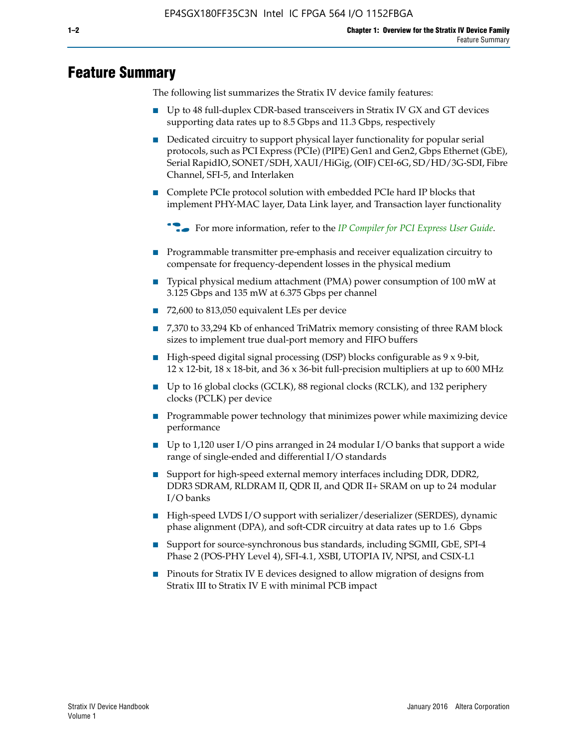# Feature Summary

The following list summarizes the Stratix IV device family features:

- Up to 48 full-duplex CDR-based transceivers in Stratix IV GX and GT devices supporting data rates up to 8.5 Gbps and 11.3 Gbps, respectively
- Dedicated circuitry to support physical layer functionality for popular serial protocols, such as PCI Express (PCIe) (PIPE) Gen1 and Gen2, Gbps Ethernet (GbE), Serial RapidIO, SONET/SDH, XAUI/HiGig, (OIF) CEI-6G, SD/HD/3G-SDI, Fibre Channel, SFI-5, and Interlaken
- Complete PCIe protocol solution with embedded PCIe hard IP blocks that implement PHY-MAC layer, Data Link layer, and Transaction layer functionality

  For more information, refer to the *IP Compiler for PCI Express User Guide*.

- Programmable transmitter pre-emphasis and receiver equalization circuitry to compensate for frequency-dependent losses in the physical medium
- Typical physical medium attachment (PMA) power consumption of 100 mW at 3.125 Gbps and 135 mW at 6.375 Gbps per channel
- 72,600 to 813,050 equivalent LEs per device
- 7,370 to 33,294 Kb of enhanced TriMatrix memory consisting of three RAM block sizes to implement true dual-port memory and FIFO buffers
- High-speed digital signal processing (DSP) blocks configurable as 9 x 9-bit, 12 x 12-bit, 18 x 18-bit, and 36 x 36-bit full-precision multipliers at up to 600 MHz
- Up to 16 global clocks (GCLK), 88 regional clocks (RCLK), and 132 periphery clocks (PCLK) per device
- Programmable power technology that minimizes power while maximizing device performance
- Up to 1,120 user I/O pins arranged in 24 modular I/O banks that support a wide range of single-ended and differential I/O standards
- Support for high-speed external memory interfaces including DDR, DDR2, DDR3 SDRAM, RLDRAM II, QDR II, and QDR II+ SRAM on up to 24 modular I/O banks
- High-speed LVDS I/O support with serializer/deserializer (SERDES), dynamic phase alignment (DPA), and soft-CDR circuitry at data rates up to 1.6 Gbps
- Support for source-synchronous bus standards, including SGMII, GbE, SPI-4 Phase 2 (POS-PHY Level 4), SFI-4.1, XSBI, UTOPIA IV, NPSI, and CSIX-L1
- Pinouts for Stratix IV E devices designed to allow migration of designs from Stratix III to Stratix IV E with minimal PCB impact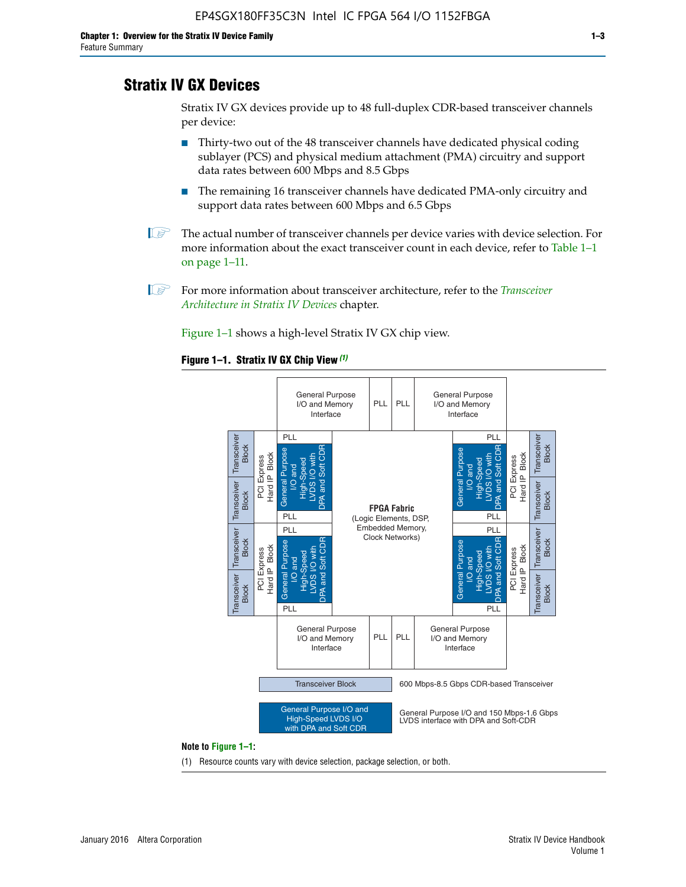## Stratix IV GX Devices

Stratix IV GX devices provide up to 48 full-duplex CDR-based transceiver channels per device:

- Thirty-two out of the 48 transceiver channels have dedicated physical coding sublayer (PCS) and physical medium attachment (PMA) circuitry and support data rates between 600 Mbps and 8.5 Gbps
- The remaining 16 transceiver channels have dedicated PMA-only circuitry and support data rates between 600 Mbps and 6.5 Gbps

The actual number of transceiver channels per device varies with device selection. For more information about the exact transceiver count in each device, refer to Table 1–1 on page 1–11.

For more information about transceiver architecture, refer to the *Transceiver Architecture in Stratix IV Devices* chapter.

Figure 1–1 shows a high-level Stratix IV GX chip view.

**Figure 1–1. Stratix IV GX Chip View** *(1)*

Transceiver Block — 600 Mbps-8.5 Gbps CDR-based Transceiver

General Purpose I/O and High-Speed LVDS I/O with DPA and Soft CDR — General Purpose I/O and 150 Mbps-1.6 Gbps LVDS interface with DPA and Soft-CDR

**Note to Figure 1–1:**

(1) Resource counts vary with device selection, package selection, or both.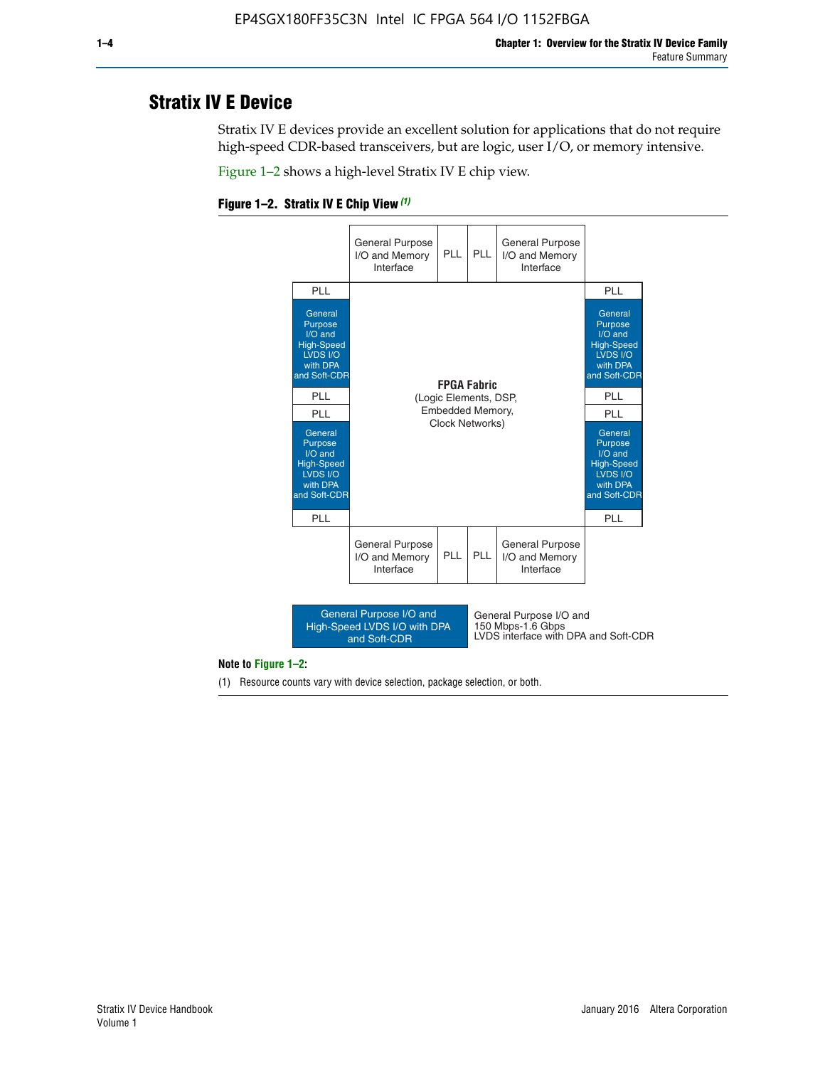## Stratix IV E Device

Stratix IV E devices provide an excellent solution for applications that do not require high-speed CDR-based transceivers, but are logic, user I/O, or memory intensive.

Figure 1–2 shows a high-level Stratix IV E chip view.

**Figure 1–2. Stratix IV E Chip View** *(1)*

| | General Purpose I/O and Memory Interface | PLL | PLL | General Purpose I/O and Memory Interface | |
|---|---|---|---|---|---|
| PLL | | | | | PLL |
| General Purpose I/O and High-Speed LVDS I/O with DPA and Soft-CDR | | | | | General Purpose I/O and High-Speed LVDS I/O with DPA and Soft-CDR |
| PLL | | **FPGA Fabric** (Logic Elements, DSP, Embedded Memory, Clock Networks) | | | PLL |
| PLL | | | | | PLL |
| General Purpose I/O and High-Speed LVDS I/O with DPA and Soft-CDR | | | | | General Purpose I/O and High-Speed LVDS I/O with DPA and Soft-CDR |
| PLL | | | | | PLL |
| | General Purpose I/O and Memory Interface | PLL | PLL | General Purpose I/O and Memory Interface | |

Legend: General Purpose I/O and High-Speed LVDS I/O with DPA and Soft-CDR — General Purpose I/O and 150 Mbps-1.6 Gbps LVDS interface with DPA and Soft-CDR

**Note to Figure 1–2:**

(1) Resource counts vary with device selection, package selection, or both.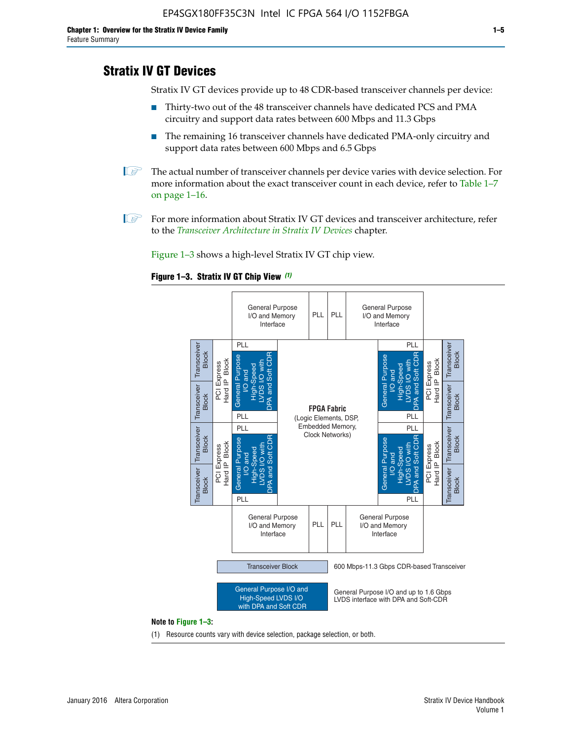## Stratix IV GT Devices

Stratix IV GT devices provide up to 48 CDR-based transceiver channels per device:

- Thirty-two out of the 48 transceiver channels have dedicated PCS and PMA circuitry and support data rates between 600 Mbps and 11.3 Gbps
- The remaining 16 transceiver channels have dedicated PMA-only circuitry and support data rates between 600 Mbps and 6.5 Gbps

The actual number of transceiver channels per device varies with device selection. For more information about the exact transceiver count in each device, refer to Table 1–7 on page 1–16.

For more information about Stratix IV GT devices and transceiver architecture, refer to the *Transceiver Architecture in Stratix IV Devices* chapter.

Figure 1–3 shows a high-level Stratix IV GT chip view.

**Figure 1–3. Stratix IV GT Chip View** *(1)*

**Note to Figure 1–3:**

(1) Resource counts vary with device selection, package selection, or both.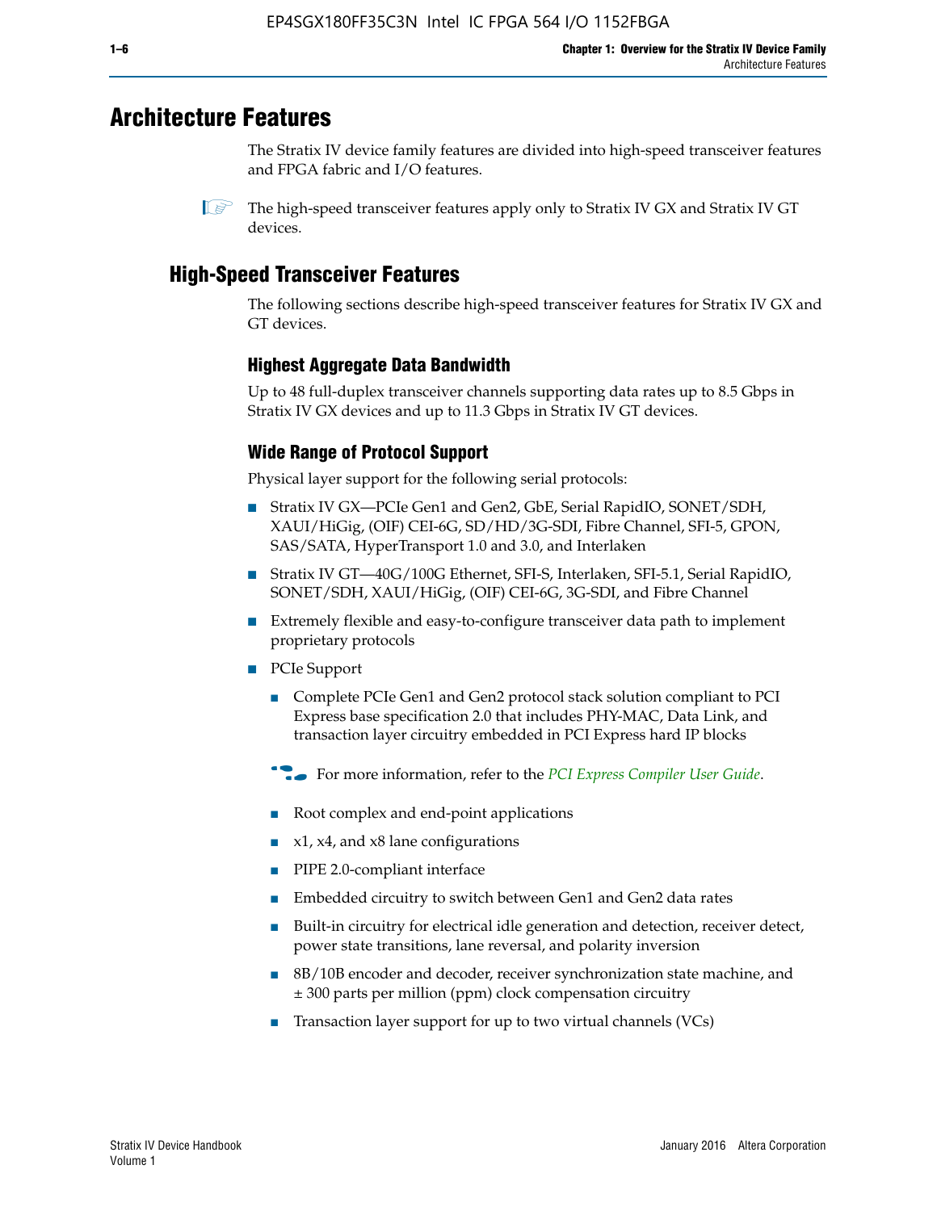# Architecture Features

The Stratix IV device family features are divided into high-speed transceiver features and FPGA fabric and I/O features.

The high-speed transceiver features apply only to Stratix IV GX and Stratix IV GT devices.

## High-Speed Transceiver Features

The following sections describe high-speed transceiver features for Stratix IV GX and GT devices.

### Highest Aggregate Data Bandwidth

Up to 48 full-duplex transceiver channels supporting data rates up to 8.5 Gbps in Stratix IV GX devices and up to 11.3 Gbps in Stratix IV GT devices.

### Wide Range of Protocol Support

Physical layer support for the following serial protocols:

- Stratix IV GX—PCIe Gen1 and Gen2, GbE, Serial RapidIO, SONET/SDH, XAUI/HiGig, (OIF) CEI-6G, SD/HD/3G-SDI, Fibre Channel, SFI-5, GPON, SAS/SATA, HyperTransport 1.0 and 3.0, and Interlaken
- Stratix IV GT—40G/100G Ethernet, SFI-S, Interlaken, SFI-5.1, Serial RapidIO, SONET/SDH, XAUI/HiGig, (OIF) CEI-6G, 3G-SDI, and Fibre Channel
- Extremely flexible and easy-to-configure transceiver data path to implement proprietary protocols
- PCIe Support
  - Complete PCIe Gen1 and Gen2 protocol stack solution compliant to PCI Express base specification 2.0 that includes PHY-MAC, Data Link, and transaction layer circuitry embedded in PCI Express hard IP blocks

  For more information, refer to the *PCI Express Compiler User Guide*.

  - Root complex and end-point applications
  - x1, x4, and x8 lane configurations
  - PIPE 2.0-compliant interface
  - Embedded circuitry to switch between Gen1 and Gen2 data rates
  - Built-in circuitry for electrical idle generation and detection, receiver detect, power state transitions, lane reversal, and polarity inversion
  - 8B/10B encoder and decoder, receiver synchronization state machine, and ± 300 parts per million (ppm) clock compensation circuitry
  - Transaction layer support for up to two virtual channels (VCs)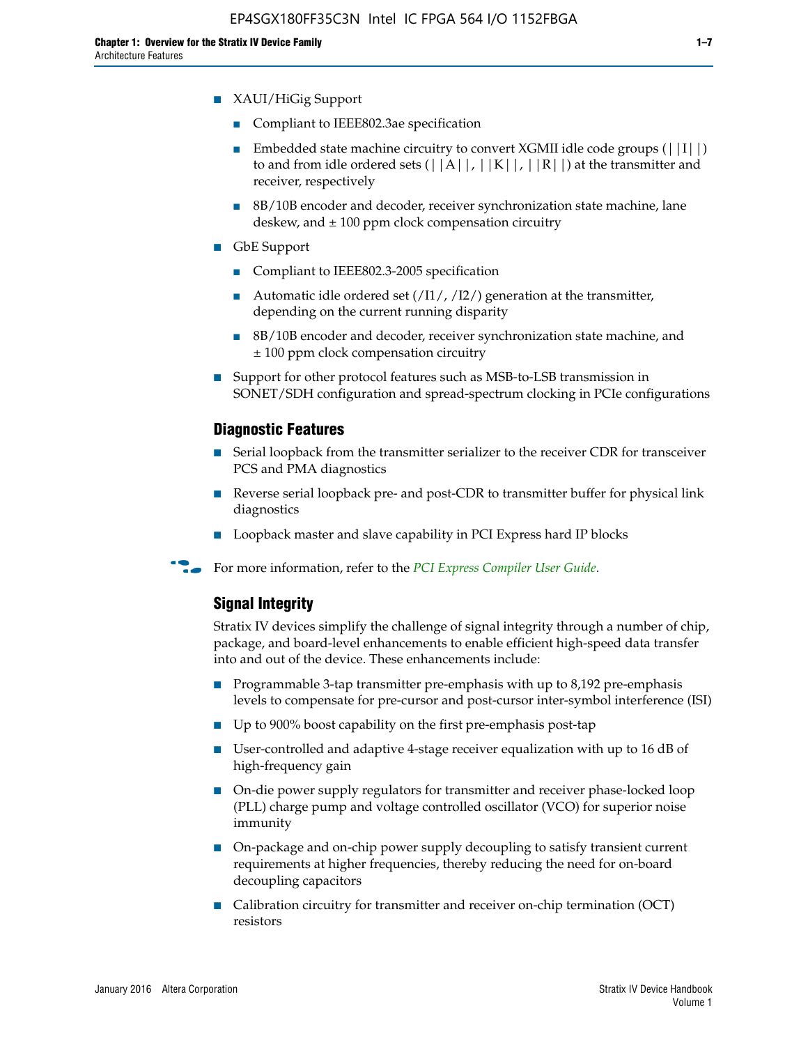- XAUI/HiGig Support
  - Compliant to IEEE802.3ae specification
  - Embedded state machine circuitry to convert XGMII idle code groups (||I||) to and from idle ordered sets (||A||, ||K||, ||R||) at the transmitter and receiver, respectively
  - 8B/10B encoder and decoder, receiver synchronization state machine, lane deskew, and ± 100 ppm clock compensation circuitry
- GbE Support
  - Compliant to IEEE802.3-2005 specification
  - Automatic idle ordered set (/I1/, /I2/) generation at the transmitter, depending on the current running disparity
  - 8B/10B encoder and decoder, receiver synchronization state machine, and ± 100 ppm clock compensation circuitry
- Support for other protocol features such as MSB-to-LSB transmission in SONET/SDH configuration and spread-spectrum clocking in PCIe configurations

### Diagnostic Features

- Serial loopback from the transmitter serializer to the receiver CDR for transceiver PCS and PMA diagnostics
- Reverse serial loopback pre- and post-CDR to transmitter buffer for physical link diagnostics
- Loopback master and slave capability in PCI Express hard IP blocks

For more information, refer to the *PCI Express Compiler User Guide*.

### Signal Integrity

Stratix IV devices simplify the challenge of signal integrity through a number of chip, package, and board-level enhancements to enable efficient high-speed data transfer into and out of the device. These enhancements include:

- Programmable 3-tap transmitter pre-emphasis with up to 8,192 pre-emphasis levels to compensate for pre-cursor and post-cursor inter-symbol interference (ISI)
- Up to 900% boost capability on the first pre-emphasis post-tap
- User-controlled and adaptive 4-stage receiver equalization with up to 16 dB of high-frequency gain
- On-die power supply regulators for transmitter and receiver phase-locked loop (PLL) charge pump and voltage controlled oscillator (VCO) for superior noise immunity
- On-package and on-chip power supply decoupling to satisfy transient current requirements at higher frequencies, thereby reducing the need for on-board decoupling capacitors
- Calibration circuitry for transmitter and receiver on-chip termination (OCT) resistors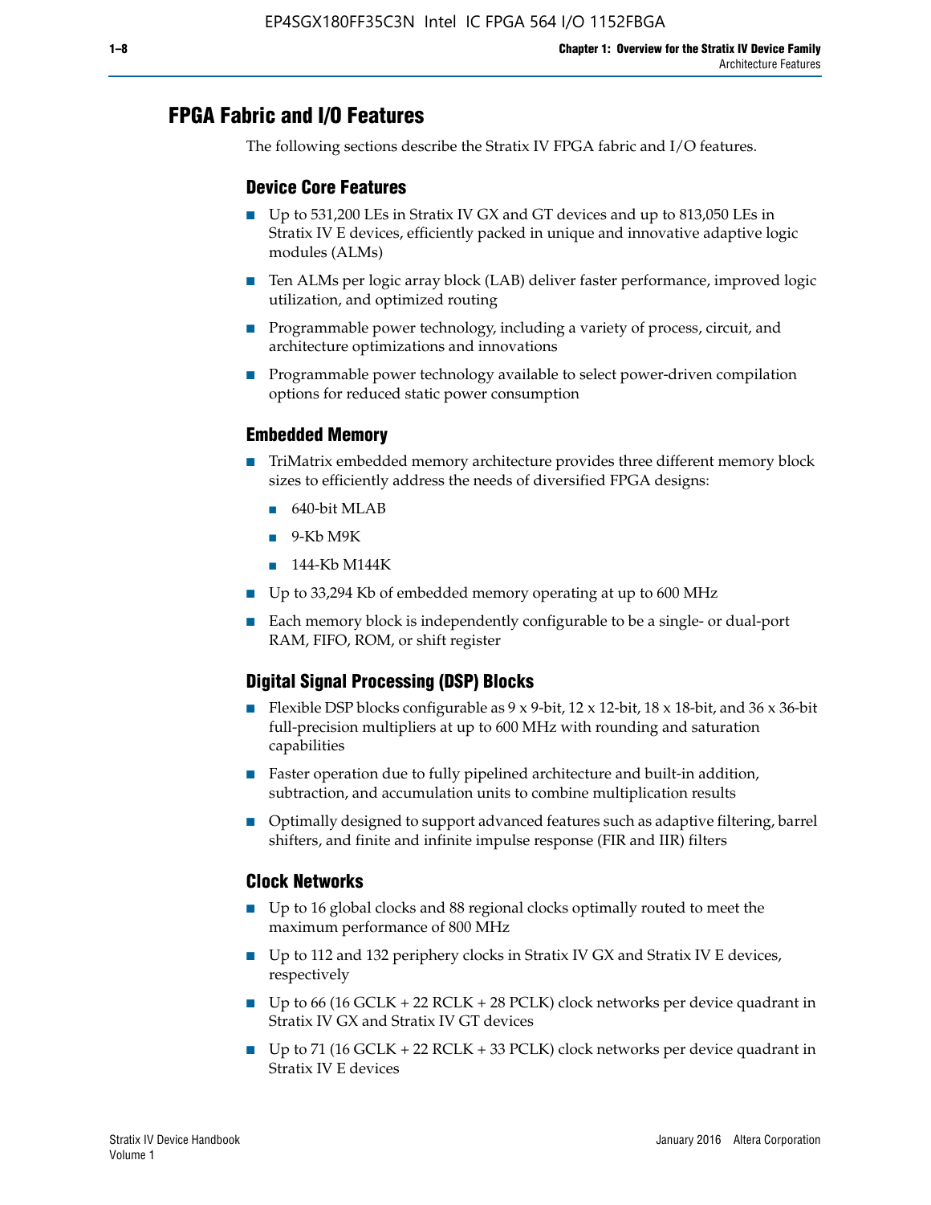## FPGA Fabric and I/O Features

The following sections describe the Stratix IV FPGA fabric and I/O features.

### Device Core Features

- Up to 531,200 LEs in Stratix IV GX and GT devices and up to 813,050 LEs in Stratix IV E devices, efficiently packed in unique and innovative adaptive logic modules (ALMs)
- Ten ALMs per logic array block (LAB) deliver faster performance, improved logic utilization, and optimized routing
- Programmable power technology, including a variety of process, circuit, and architecture optimizations and innovations
- Programmable power technology available to select power-driven compilation options for reduced static power consumption

### Embedded Memory

- TriMatrix embedded memory architecture provides three different memory block sizes to efficiently address the needs of diversified FPGA designs:
  - 640-bit MLAB
  - 9-Kb M9K
  - 144-Kb M144K
- Up to 33,294 Kb of embedded memory operating at up to 600 MHz
- Each memory block is independently configurable to be a single- or dual-port RAM, FIFO, ROM, or shift register

### Digital Signal Processing (DSP) Blocks

- Flexible DSP blocks configurable as 9 x 9-bit, 12 x 12-bit, 18 x 18-bit, and 36 x 36-bit full-precision multipliers at up to 600 MHz with rounding and saturation capabilities
- Faster operation due to fully pipelined architecture and built-in addition, subtraction, and accumulation units to combine multiplication results
- Optimally designed to support advanced features such as adaptive filtering, barrel shifters, and finite and infinite impulse response (FIR and IIR) filters

### Clock Networks

- Up to 16 global clocks and 88 regional clocks optimally routed to meet the maximum performance of 800 MHz
- Up to 112 and 132 periphery clocks in Stratix IV GX and Stratix IV E devices, respectively
- Up to 66 (16 GCLK + 22 RCLK + 28 PCLK) clock networks per device quadrant in Stratix IV GX and Stratix IV GT devices
- Up to 71 (16 GCLK + 22 RCLK + 33 PCLK) clock networks per device quadrant in Stratix IV E devices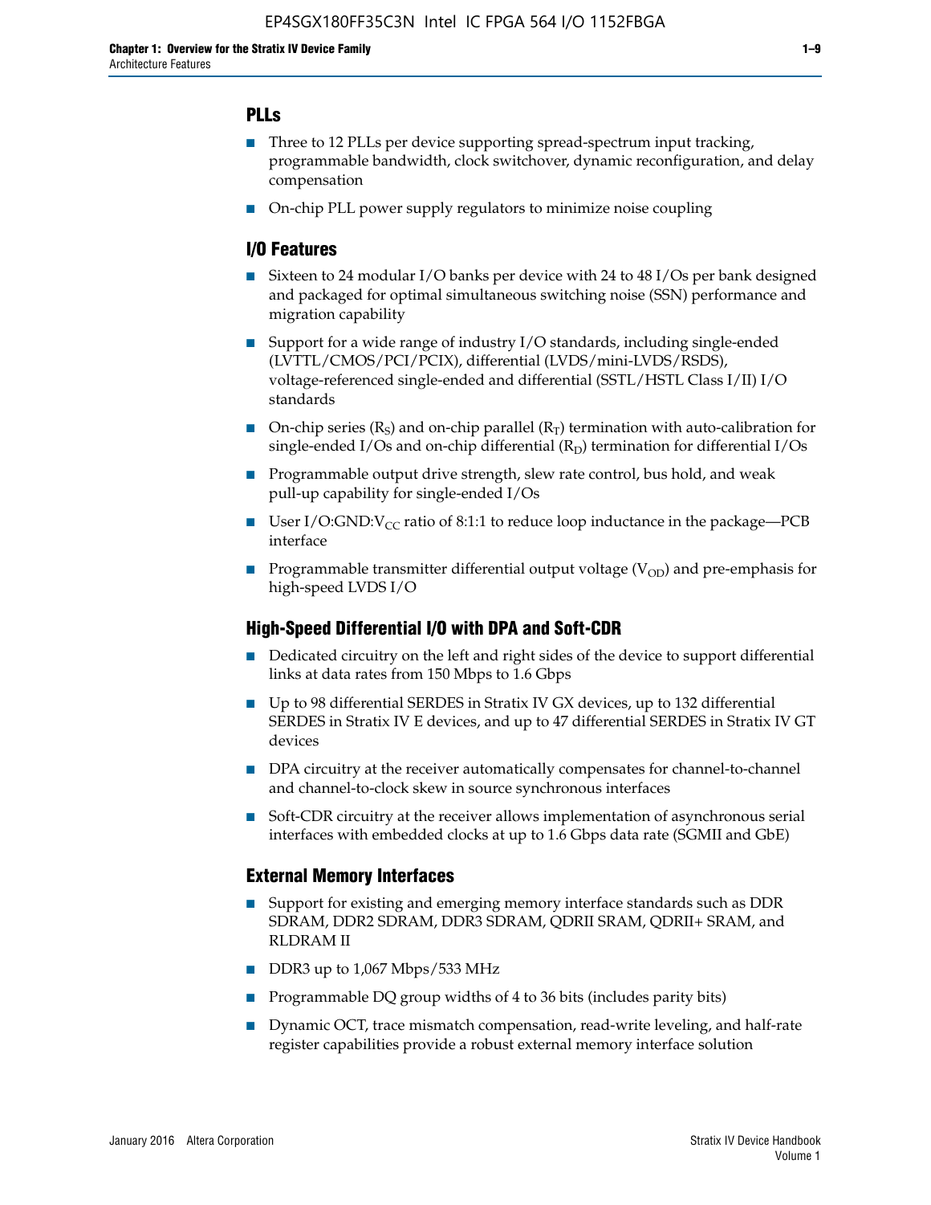## PLLs

- Three to 12 PLLs per device supporting spread-spectrum input tracking, programmable bandwidth, clock switchover, dynamic reconfiguration, and delay compensation
- On-chip PLL power supply regulators to minimize noise coupling

## I/O Features

- Sixteen to 24 modular I/O banks per device with 24 to 48 I/Os per bank designed and packaged for optimal simultaneous switching noise (SSN) performance and migration capability
- Support for a wide range of industry I/O standards, including single-ended (LVTTL/CMOS/PCI/PCIX), differential (LVDS/mini-LVDS/RSDS), voltage-referenced single-ended and differential (SSTL/HSTL Class I/II) I/O standards
- On-chip series ($R_S$) and on-chip parallel ($R_T$) termination with auto-calibration for single-ended I/Os and on-chip differential ($R_D$) termination for differential I/Os
- Programmable output drive strength, slew rate control, bus hold, and weak pull-up capability for single-ended I/Os
- User I/O:GND:$V_{CC}$ ratio of 8:1:1 to reduce loop inductance in the package—PCB interface
- Programmable transmitter differential output voltage ($V_{OD}$) and pre-emphasis for high-speed LVDS I/O

## High-Speed Differential I/O with DPA and Soft-CDR

- Dedicated circuitry on the left and right sides of the device to support differential links at data rates from 150 Mbps to 1.6 Gbps
- Up to 98 differential SERDES in Stratix IV GX devices, up to 132 differential SERDES in Stratix IV E devices, and up to 47 differential SERDES in Stratix IV GT devices
- DPA circuitry at the receiver automatically compensates for channel-to-channel and channel-to-clock skew in source synchronous interfaces
- Soft-CDR circuitry at the receiver allows implementation of asynchronous serial interfaces with embedded clocks at up to 1.6 Gbps data rate (SGMII and GbE)

## External Memory Interfaces

- Support for existing and emerging memory interface standards such as DDR SDRAM, DDR2 SDRAM, DDR3 SDRAM, QDRII SRAM, QDRII+ SRAM, and RLDRAM II
- DDR3 up to 1,067 Mbps/533 MHz
- Programmable DQ group widths of 4 to 36 bits (includes parity bits)
- Dynamic OCT, trace mismatch compensation, read-write leveling, and half-rate register capabilities provide a robust external memory interface solution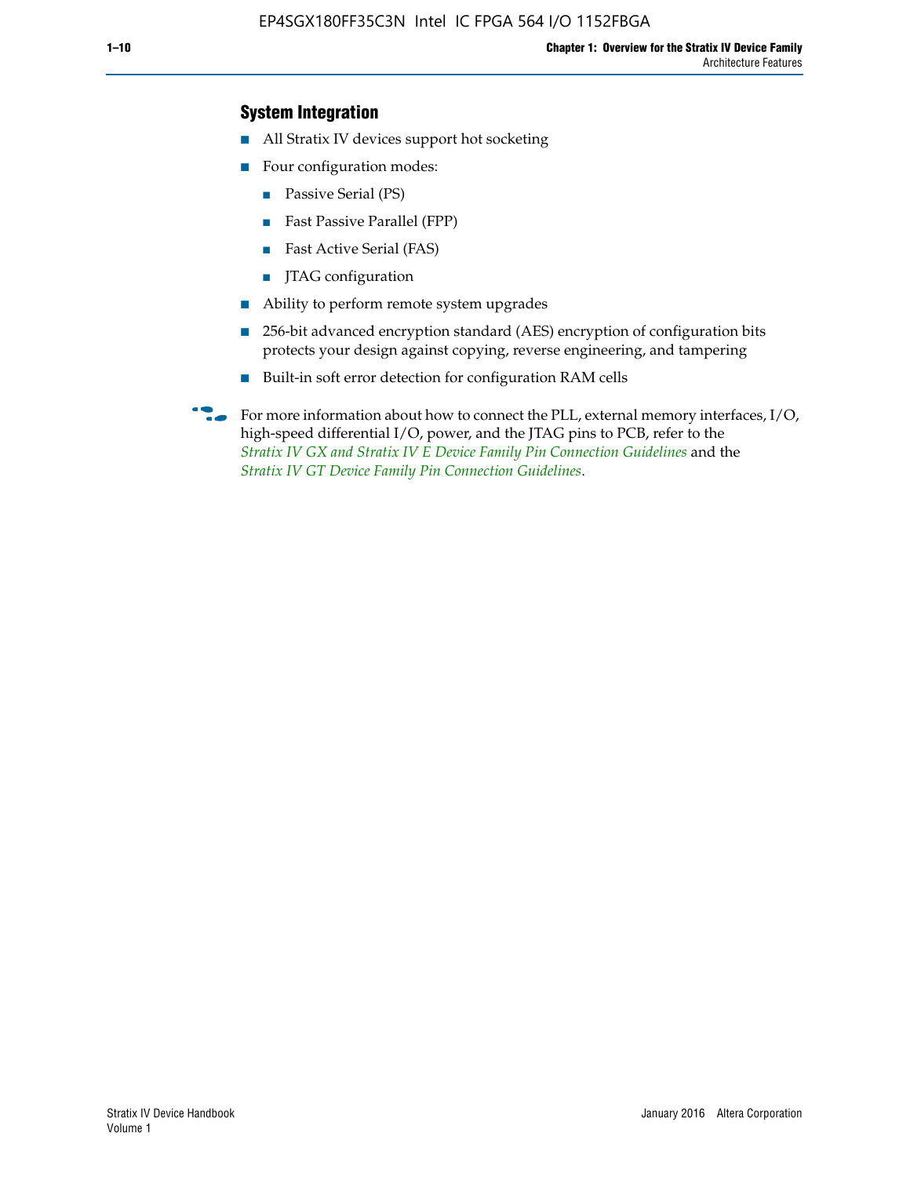### System Integration

- All Stratix IV devices support hot socketing
- Four configuration modes:
  - Passive Serial (PS)
  - Fast Passive Parallel (FPP)
  - Fast Active Serial (FAS)
  - JTAG configuration
- Ability to perform remote system upgrades
- 256-bit advanced encryption standard (AES) encryption of configuration bits protects your design against copying, reverse engineering, and tampering
- Built-in soft error detection for configuration RAM cells

For more information about how to connect the PLL, external memory interfaces, I/O, high-speed differential I/O, power, and the JTAG pins to PCB, refer to the *Stratix IV GX and Stratix IV E Device Family Pin Connection Guidelines* and the *Stratix IV GT Device Family Pin Connection Guidelines*.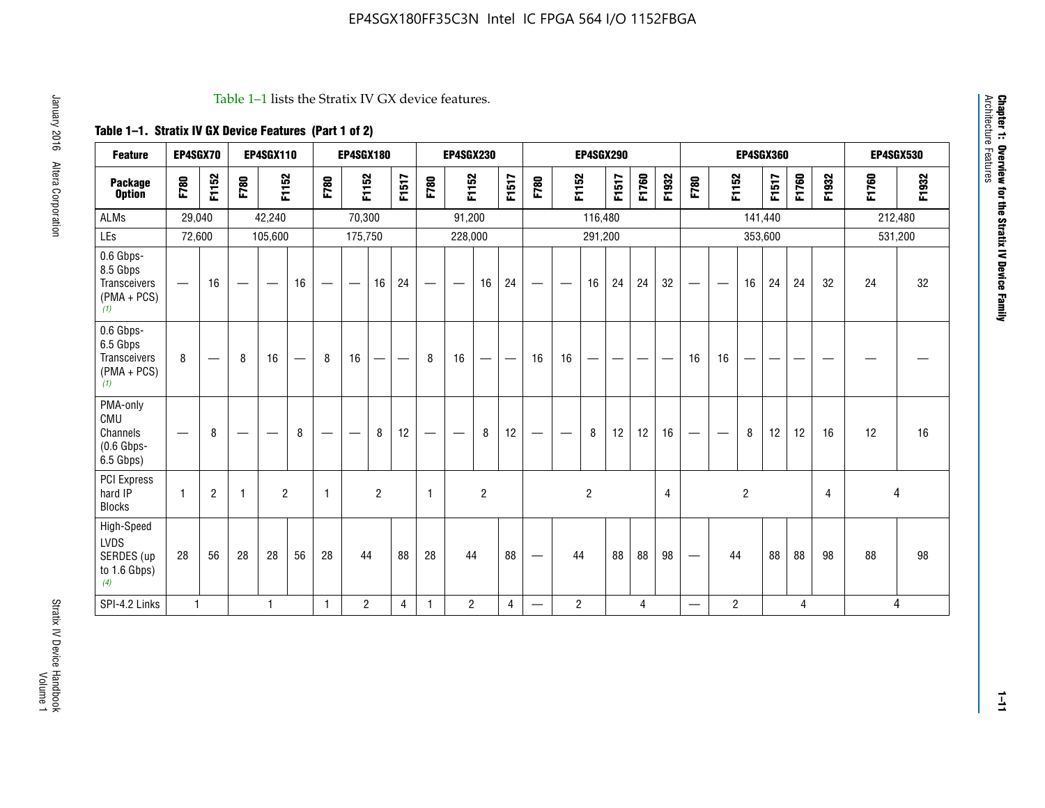Table 1–1 lists the Stratix IV GX device features.

**Table 1–1. Stratix IV GX Device Features (Part 1 of 2)**

| Feature | EP4SGX70 | | EP4SGX110 | | | EP4SGX180 | | | | EP4SGX230 | | | | EP4SGX290 | | | | | | EP4SGX360 | | | | | | EP4SGX530 | |
|---|---|---|---|---|---|---|---|---|---|---|---|---|---|---|---|---|---|---|---|---|---|---|---|---|---|---|---|
| **Package Option** | F780 | F1152 | F780 | F1152 | | F780 | F1152 | | F1517 | F780 | F1152 | | F1517 | F780 | F1152 | | F1517 | F1760 | F1932 | F780 | F1152 | | F1517 | F1760 | F1932 | F1760 | F1932 |
| ALMs | 29,040 | | 42,240 | | | 70,300 | | | | 91,200 | | | | 116,480 | | | | | | 141,440 | | | | | | 212,480 | |
| LEs | 72,600 | | 105,600 | | | 175,750 | | | | 228,000 | | | | 291,200 | | | | | | 353,600 | | | | | | 531,200 | |
| 0.6 Gbps-8.5 Gbps Transceivers (PMA + PCS) *(1)* | — | 16 | — | — | 16 | — | — | 16 | 24 | — | — | 16 | 24 | — | — | 16 | 24 | 24 | 32 | — | — | 16 | 24 | 24 | 32 | 24 | 32 |
| 0.6 Gbps-6.5 Gbps Transceivers (PMA + PCS) *(1)* | 8 | — | 8 | 16 | — | 8 | 16 | — | — | 8 | 16 | — | — | 16 | 16 | — | — | — | — | 16 | 16 | — | — | — | — | — | — |
| PMA-only CMU Channels (0.6 Gbps-6.5 Gbps) | — | 8 | — | — | 8 | — | — | 8 | 12 | — | — | 8 | 12 | — | — | 8 | 12 | 12 | 16 | — | — | 8 | 12 | 12 | 16 | 12 | 16 |
| PCI Express hard IP Blocks | 1 | 2 | 1 | 2 | | 1 | 2 | | | 1 | 2 | | | 2 | | | | | 4 | 2 | | | | | 4 | 4 | |
| High-Speed LVDS SERDES (up to 1.6 Gbps) *(4)* | 28 | 56 | 28 | 28 | 56 | 28 | 44 | | 88 | 28 | 44 | | 88 | — | 44 | | 88 | 88 | 98 | — | 44 | | 88 | 88 | 98 | 88 | 98 |
| SPI-4.2 Links | 1 | | 1 | | | 1 | 2 | | 4 | 1 | 2 | | 4 | — | 2 | | 4 | | | — | 2 | | 4 | | | 4 | |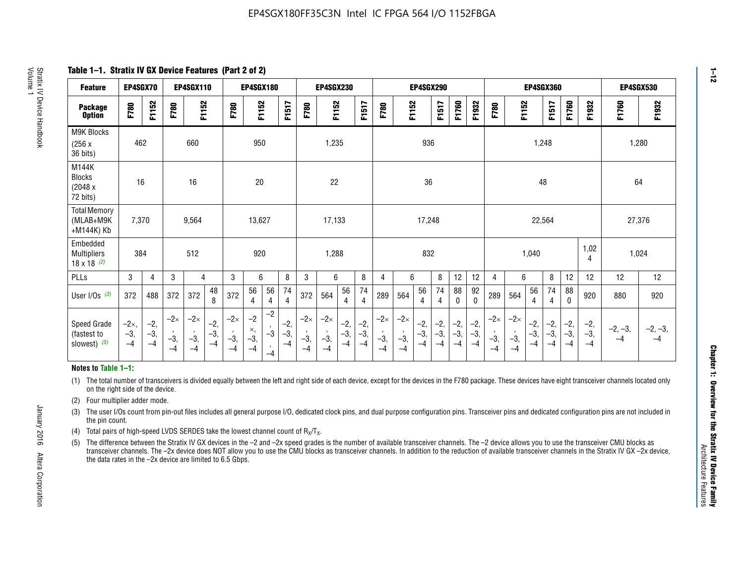**Table 1–1. Stratix IV GX Device Features (Part 2 of 2)**

| Feature | EP4SGX70 | | EP4SGX110 | | | EP4SGX180 | | | | EP4SGX230 | | | | EP4SGX290 | | | | | | EP4SGX360 | | | | | | EP4SGX530 | |
|---|---|---|---|---|---|---|---|---|---|---|---|---|---|---|---|---|---|---|---|---|---|---|---|---|---|---|---|
| Package Option | F780 | F1152 | F780 | F1152 | | F780 | F1152 | | F1517 | F780 | F1152 | | F1517 | F780 | F1152 | | F1517 | F1760 | F1932 | F780 | F1152 | | F1517 | F1760 | F1932 | F1760 | F1932 |
| M9K Blocks (256 x 36 bits) | 462 | | 660 | | | 950 | | | | 1,235 | | | | 936 | | | | | | 1,248 | | | | | | 1,280 | |
| M144K Blocks (2048 x 72 bits) | 16 | | 16 | | | 20 | | | | 22 | | | | 36 | | | | | | 48 | | | | | | 64 | |
| Total Memory (MLAB+M9K +M144K) Kb | 7,370 | | 9,564 | | | 13,627 | | | | 17,133 | | | | 17,248 | | | | | | 22,564 | | | | | | 27,376 | |
| Embedded Multipliers 18 x 18 (2) | 384 | | 512 | | | 920 | | | | 1,288 | | | | 832 | | | | | | 1,040 | | | | | 1,024 | 1,024 | |
| PLLs | 3 | 4 | 3 | 4 | | 3 | 6 | | 8 | 3 | 6 | | 8 | 4 | 6 | | 8 | 12 | 12 | 4 | 6 | | 8 | 12 | 12 | 12 | 12 |
| User I/Os (3) | 372 | 488 | 372 | 372 | 488 | 372 | 564 | 564 | 744 | 372 | 564 | 564 | 744 | 289 | 564 | 564 | 744 | 880 | 920 | 289 | 564 | 564 | 744 | 880 | 920 | 880 | 920 |
| Speed Grade (fastest to slowest) (5) | –2×, –3, –4 | –2, –3, –4 | –2×, –3, –4 | –2×, –3, –4 | –2, –3, –4 | –2×, –3, –4 | –2×, –3, –4 | –2, –3, –4 | –2, –3, –4 | –2×, –3, –4 | –2×, –3, –4 | –2, –3, –4 | –2, –3, –4 | –2×, –3, –4 | –2×, –3, –4 | –2, –3, –4 | –2, –3, –4 | –2, –3, –4 | –2, –3, –4 | –2×, –3, –4 | –2×, –3, –4 | –2, –3, –4 | –2, –3, –4 | –2, –3, –4 | –2, –3, –4 | –2, –3, –4 | –2, –3, –4 |

**Notes to Table 1–1:**

(1) The total number of transceivers is divided equally between the left and right side of each device, except for the devices in the F780 package. These devices have eight transceiver channels located only on the right side of the device.

(2) Four multiplier adder mode.

(3) The user I/Os count from pin-out files includes all general purpose I/O, dedicated clock pins, and dual purpose configuration pins. Transceiver pins and dedicated configuration pins are not included in the pin count.

(4) Total pairs of high-speed LVDS SERDES take the lowest channel count of $R_X/T_X$.

(5) The difference between the Stratix IV GX devices in the –2 and –2x speed grades is the number of available transceiver channels. The –2 device allows you to use the transceiver CMU blocks as transceiver channels. The –2x device does NOT allow you to use the CMU blocks as transceiver channels. In addition to the reduction of available transceiver channels in the Stratix IV GX –2x device, the data rates in the –2x device are limited to 6.5 Gbps.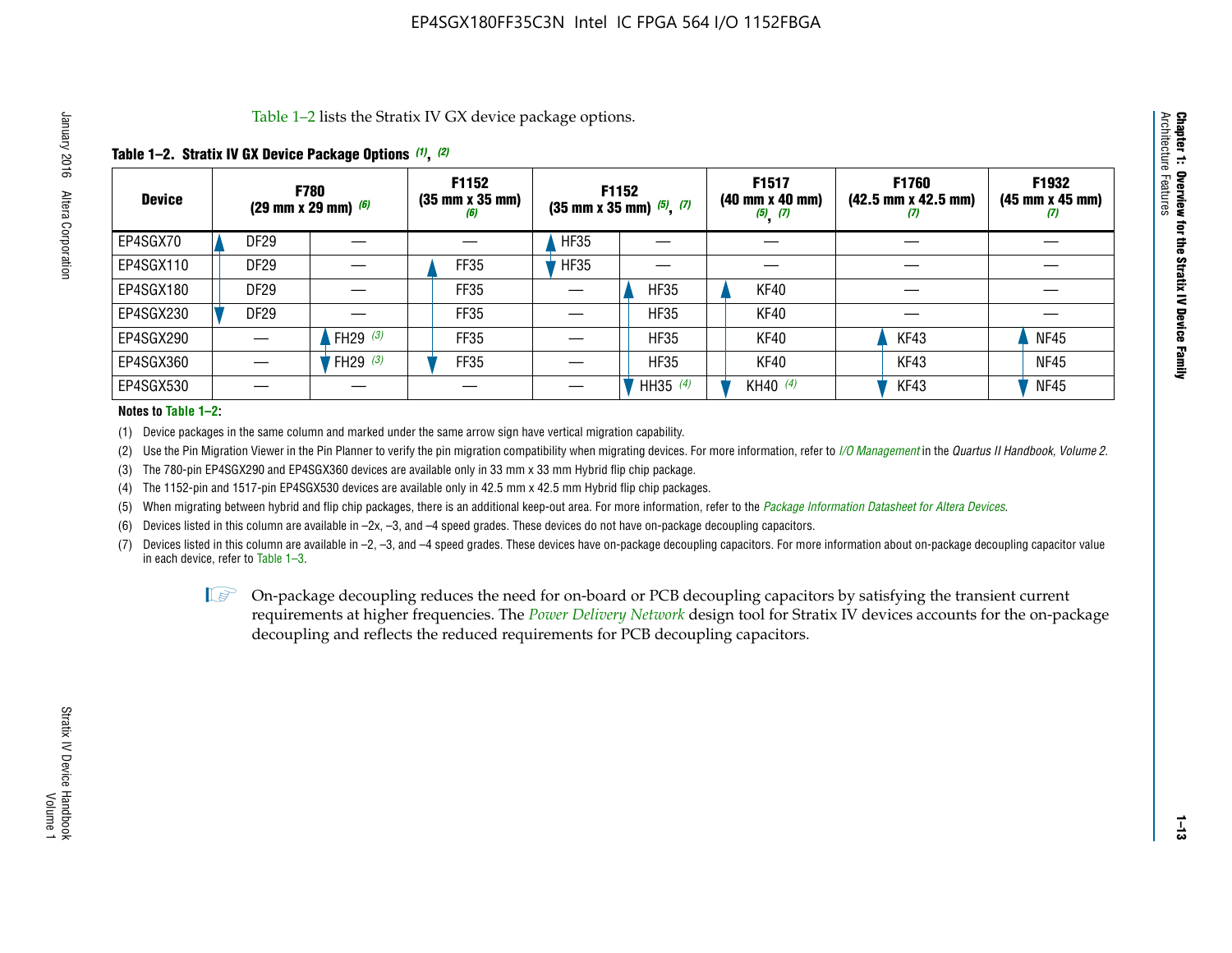Table 1–2 lists the Stratix IV GX device package options.

**Table 1–2. Stratix IV GX Device Package Options (1), (2)**

| Device | F780 (29 mm x 29 mm) (6) | | F1152 (35 mm x 35 mm) (6) | F1152 (35 mm x 35 mm) (5), (7) | | F1517 (40 mm x 40 mm) (5), (7) | F1760 (42.5 mm x 42.5 mm) (7) | F1932 (45 mm x 45 mm) (7) |
|---|---|---|---|---|---|---|---|---|
| EP4SGX70 | DF29 | — | — | HF35 | — | — | — | — |
| EP4SGX110 | DF29 | — | FF35 | HF35 | — | — | — | — |
| EP4SGX180 | DF29 | — | FF35 | — | HF35 | KF40 | — | — |
| EP4SGX230 | DF29 | — | FF35 | — | HF35 | KF40 | — | — |
| EP4SGX290 | — | FH29 (3) | FF35 | — | HF35 | KF40 | KF43 | NF45 |
| EP4SGX360 | — | FH29 (3) | FF35 | — | HF35 | KF40 | KF43 | NF45 |
| EP4SGX530 | — | — | — | — | HH35 (4) | KH40 (4) | KF43 | NF45 |

**Notes to Table 1–2:**

(1) Device packages in the same column and marked under the same arrow sign have vertical migration capability.

(2) Use the Pin Migration Viewer in the Pin Planner to verify the pin migration compatibility when migrating devices. For more information, refer to *I/O Management* in the *Quartus II Handbook, Volume 2*.

(3) The 780-pin EP4SGX290 and EP4SGX360 devices are available only in 33 mm x 33 mm Hybrid flip chip package.

(4) The 1152-pin and 1517-pin EP4SGX530 devices are available only in 42.5 mm x 42.5 mm Hybrid flip chip packages.

(5) When migrating between hybrid and flip chip packages, there is an additional keep-out area. For more information, refer to the *Package Information Datasheet for Altera Devices*.

(6) Devices listed in this column are available in –2x, –3, and –4 speed grades. These devices do not have on-package decoupling capacitors.

(7) Devices listed in this column are available in –2, –3, and –4 speed grades. These devices have on-package decoupling capacitors. For more information about on-package decoupling capacitor value in each device, refer to Table 1–3.

On-package decoupling reduces the need for on-board or PCB decoupling capacitors by satisfying the transient current requirements at higher frequencies. The *Power Delivery Network* design tool for Stratix IV devices accounts for the on-package decoupling and reflects the reduced requirements for PCB decoupling capacitors.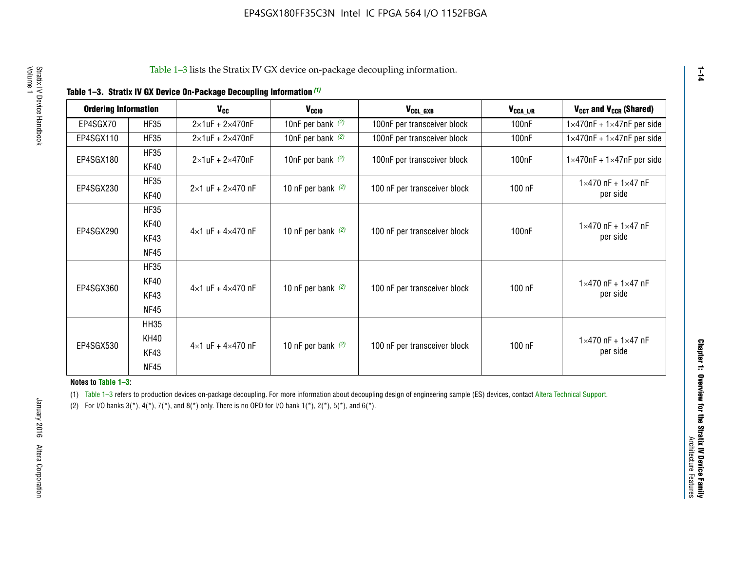Table 1–3 lists the Stratix IV GX device on-package decoupling information.

**Table 1–3. Stratix IV GX Device On-Package Decoupling Information (1)**

| Ordering Information | | $V_{CC}$ | $V_{CCIO}$ | $V_{CCL\_GXB}$ | $V_{CCA\_L/R}$ | $V_{CCT}$ and $V_{CCR}$ (Shared) |
|---|---|---|---|---|---|---|
| EP4SGX70 | HF35 | 2×1uF + 2×470nF | 10nF per bank (2) | 100nF per transceiver block | 100nF | 1×470nF + 1×47nF per side |
| EP4SGX110 | HF35 | 2×1uF + 2×470nF | 10nF per bank (2) | 100nF per transceiver block | 100nF | 1×470nF + 1×47nF per side |
| EP4SGX180 | HF35<br>KF40 | 2×1uF + 2×470nF | 10nF per bank (2) | 100nF per transceiver block | 100nF | 1×470nF + 1×47nF per side |
| EP4SGX230 | HF35<br>KF40 | 2×1 uF + 2×470 nF | 10 nF per bank (2) | 100 nF per transceiver block | 100 nF | 1×470 nF + 1×47 nF per side |
| EP4SGX290 | HF35<br>KF40<br>KF43<br>NF45 | 4×1 uF + 4×470 nF | 10 nF per bank (2) | 100 nF per transceiver block | 100nF | 1×470 nF + 1×47 nF per side |
| EP4SGX360 | HF35<br>KF40<br>KF43<br>NF45 | 4×1 uF + 4×470 nF | 10 nF per bank (2) | 100 nF per transceiver block | 100 nF | 1×470 nF + 1×47 nF per side |
| EP4SGX530 | HH35<br>KH40<br>KF43<br>NF45 | 4×1 uF + 4×470 nF | 10 nF per bank (2) | 100 nF per transceiver block | 100 nF | 1×470 nF + 1×47 nF per side |

**Notes to Table 1–3:**

(1) Table 1–3 refers to production devices on-package decoupling. For more information about decoupling design of engineering sample (ES) devices, contact Altera Technical Support.

(2) For I/O banks 3(*), 4(*), 7(*), and 8(*) only. There is no OPD for I/O bank 1(*), 2(*), 5(*), and 6(*).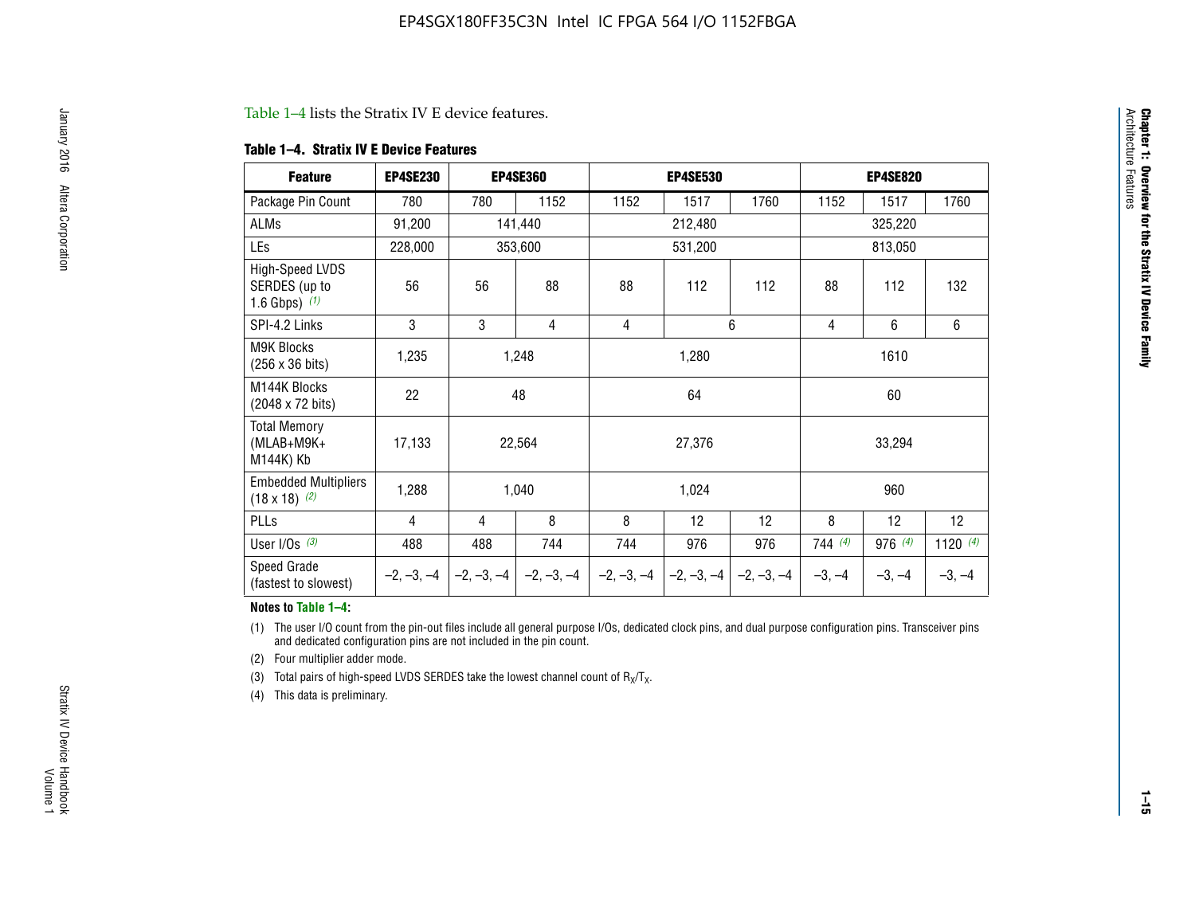Table 1–4 lists the Stratix IV E device features.

**Table 1–4. Stratix IV E Device Features**

| Feature | EP4SE230 | EP4SE360 | | EP4SE530 | | | EP4SE820 | | |
|---|---|---|---|---|---|---|---|---|---|
| Package Pin Count | 780 | 780 | 1152 | 1152 | 1517 | 1760 | 1152 | 1517 | 1760 |
| ALMs | 91,200 | 141,440 | | 212,480 | | | 325,220 | | |
| LEs | 228,000 | 353,600 | | 531,200 | | | 813,050 | | |
| High-Speed LVDS SERDES (up to 1.6 Gbps) (1) | 56 | 56 | 88 | 88 | 112 | 112 | 88 | 112 | 132 |
| SPI-4.2 Links | 3 | 3 | 4 | 4 | 6 | | 4 | 6 | 6 |
| M9K Blocks (256 x 36 bits) | 1,235 | 1,248 | | 1,280 | | | 1610 | | |
| M144K Blocks (2048 x 72 bits) | 22 | 48 | | 64 | | | 60 | | |
| Total Memory (MLAB+M9K+ M144K) Kb | 17,133 | 22,564 | | 27,376 | | | 33,294 | | |
| Embedded Multipliers (18 x 18) (2) | 1,288 | 1,040 | | 1,024 | | | 960 | | |
| PLLs | 4 | 4 | 8 | 8 | 12 | 12 | 8 | 12 | 12 |
| User I/Os (3) | 488 | 488 | 744 | 744 | 976 | 976 | 744 (4) | 976 (4) | 1120 (4) |
| Speed Grade (fastest to slowest) | –2, –3, –4 | –2, –3, –4 | –2, –3, –4 | –2, –3, –4 | –2, –3, –4 | –2, –3, –4 | –3, –4 | –3, –4 | –3, –4 |

**Notes to Table 1–4:**

(1) The user I/O count from the pin-out files include all general purpose I/Os, dedicated clock pins, and dual purpose configuration pins. Transceiver pins and dedicated configuration pins are not included in the pin count.

(2) Four multiplier adder mode.

(3) Total pairs of high-speed LVDS SERDES take the lowest channel count of $R_X/T_X$.

(4) This data is preliminary.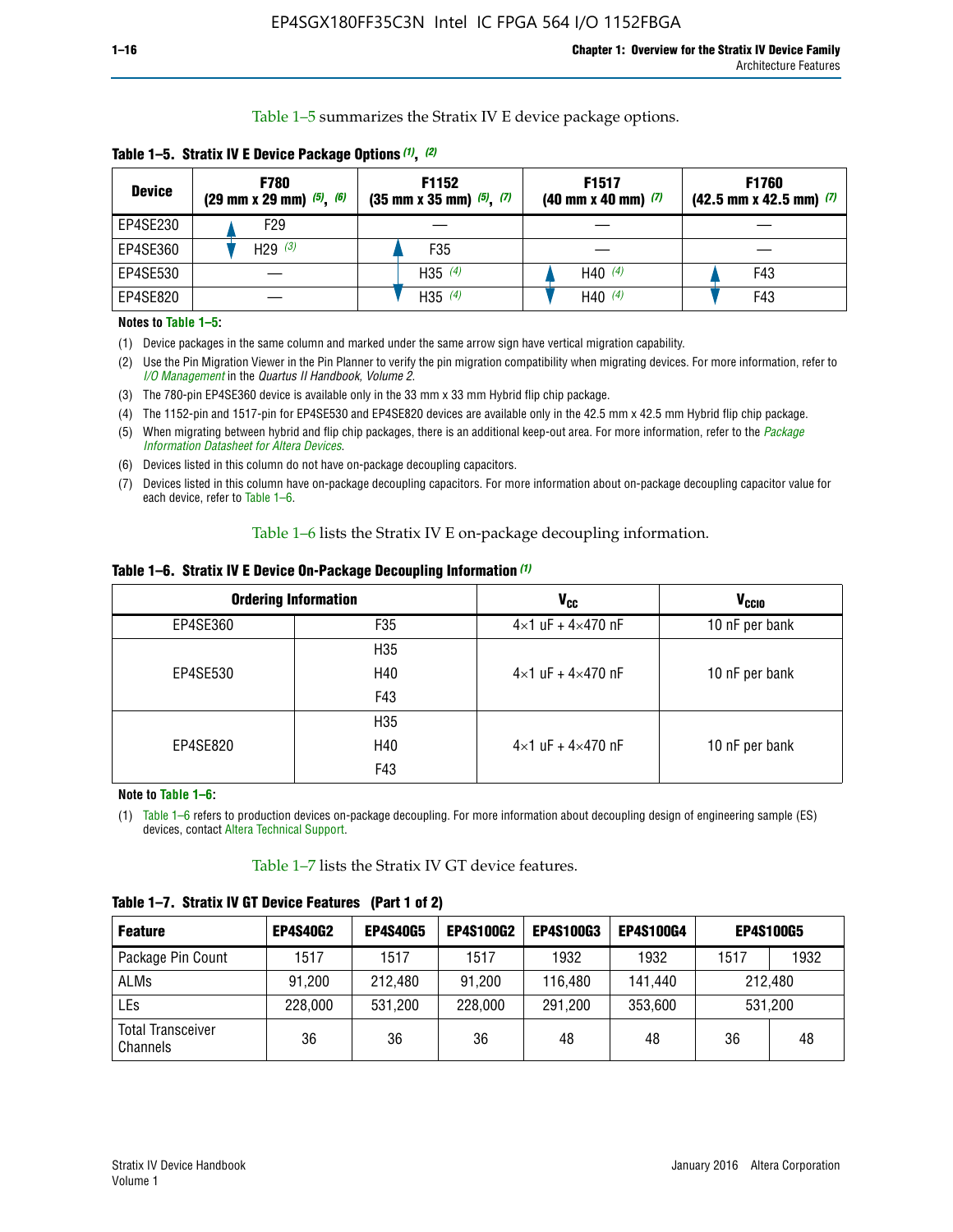Table 1–5 summarizes the Stratix IV E device package options.

**Table 1–5. Stratix IV E Device Package Options (1), (2)**

| Device | F780 (29 mm x 29 mm) (5), (6) | F1152 (35 mm x 35 mm) (5), (7) | F1517 (40 mm x 40 mm) (7) | F1760 (42.5 mm x 42.5 mm) (7) |
|---|---|---|---|---|
| EP4SE230 | F29 | — | — | — |
| EP4SE360 | H29 (3) | F35 | — | — |
| EP4SE530 | — | H35 (4) | H40 (4) | F43 |
| EP4SE820 | — | H35 (4) | H40 (4) | F43 |

**Notes to Table 1–5:**

(1) Device packages in the same column and marked under the same arrow sign have vertical migration capability.

(2) Use the Pin Migration Viewer in the Pin Planner to verify the pin migration compatibility when migrating devices. For more information, refer to *I/O Management* in the *Quartus II Handbook, Volume 2*.

(3) The 780-pin EP4SE360 device is available only in the 33 mm x 33 mm Hybrid flip chip package.

(4) The 1152-pin and 1517-pin for EP4SE530 and EP4SE820 devices are available only in the 42.5 mm x 42.5 mm Hybrid flip chip package.

(5) When migrating between hybrid and flip chip packages, there is an additional keep-out area. For more information, refer to the *Package Information Datasheet for Altera Devices*.

(6) Devices listed in this column do not have on-package decoupling capacitors.

(7) Devices listed in this column have on-package decoupling capacitors. For more information about on-package decoupling capacitor value for each device, refer to Table 1–6.

Table 1–6 lists the Stratix IV E on-package decoupling information.

**Table 1–6. Stratix IV E Device On-Package Decoupling Information (1)**

| Ordering Information | | $V_{CC}$ | $V_{CCIO}$ |
|---|---|---|---|
| EP4SE360 | F35 | 4×1 uF + 4×470 nF | 10 nF per bank |
| EP4SE530 | H35 | 4×1 uF + 4×470 nF | 10 nF per bank |
| | H40 | | |
| | F43 | | |
| EP4SE820 | H35 | 4×1 uF + 4×470 nF | 10 nF per bank |
| | H40 | | |
| | F43 | | |

**Note to Table 1–6:**

(1) Table 1–6 refers to production devices on-package decoupling. For more information about decoupling design of engineering sample (ES) devices, contact Altera Technical Support.

Table 1–7 lists the Stratix IV GT device features.

**Table 1–7. Stratix IV GT Device Features (Part 1 of 2)**

| Feature | EP4S40G2 | EP4S40G5 | EP4S100G2 | EP4S100G3 | EP4S100G4 | EP4S100G5 | |
|---|---|---|---|---|---|---|---|
| Package Pin Count | 1517 | 1517 | 1517 | 1932 | 1932 | 1517 | 1932 |
| ALMs | 91,200 | 212,480 | 91,200 | 116,480 | 141,440 | 212,480 | |
| LEs | 228,000 | 531,200 | 228,000 | 291,200 | 353,600 | 531,200 | |
| Total Transceiver Channels | 36 | 36 | 36 | 48 | 48 | 36 | 48 |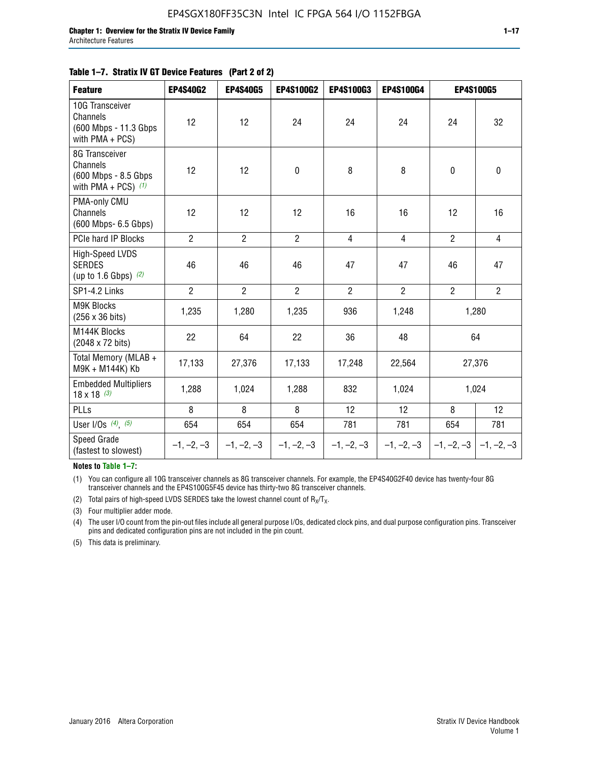**Table 1–7. Stratix IV GT Device Features (Part 2 of 2)**

| Feature | EP4S40G2 | EP4S40G5 | EP4S100G2 | EP4S100G3 | EP4S100G4 | EP4S100G5 | |
|---|---|---|---|---|---|---|---|
| 10G Transceiver Channels (600 Mbps - 11.3 Gbps with PMA + PCS) | 12 | 12 | 24 | 24 | 24 | 24 | 32 |
| 8G Transceiver Channels (600 Mbps - 8.5 Gbps with PMA + PCS) *(1)* | 12 | 12 | 0 | 8 | 8 | 0 | 0 |
| PMA-only CMU Channels (600 Mbps- 6.5 Gbps) | 12 | 12 | 12 | 16 | 16 | 12 | 16 |
| PCIe hard IP Blocks | 2 | 2 | 2 | 4 | 4 | 2 | 4 |
| High-Speed LVDS SERDES (up to 1.6 Gbps) *(2)* | 46 | 46 | 46 | 47 | 47 | 46 | 47 |
| SP1-4.2 Links | 2 | 2 | 2 | 2 | 2 | 2 | 2 |
| M9K Blocks (256 x 36 bits) | 1,235 | 1,280 | 1,235 | 936 | 1,248 | 1,280 | |
| M144K Blocks (2048 x 72 bits) | 22 | 64 | 22 | 36 | 48 | 64 | |
| Total Memory (MLAB + M9K + M144K) Kb | 17,133 | 27,376 | 17,133 | 17,248 | 22,564 | 27,376 | |
| Embedded Multipliers 18 x 18 *(3)* | 1,288 | 1,024 | 1,288 | 832 | 1,024 | 1,024 | |
| PLLs | 8 | 8 | 8 | 12 | 12 | 8 | 12 |
| User I/Os *(4)*, *(5)* | 654 | 654 | 654 | 781 | 781 | 654 | 781 |
| Speed Grade (fastest to slowest) | –1, –2, –3 | –1, –2, –3 | –1, –2, –3 | –1, –2, –3 | –1, –2, –3 | –1, –2, –3 | –1, –2, –3 |

**Notes to Table 1–7:**

(1) You can configure all 10G transceiver channels as 8G transceiver channels. For example, the EP4S40G2F40 device has twenty-four 8G transceiver channels and the EP4S100G5F45 device has thirty-two 8G transceiver channels.

(2) Total pairs of high-speed LVDS SERDES take the lowest channel count of $R_X/T_X$.

(3) Four multiplier adder mode.

(4) The user I/O count from the pin-out files include all general purpose I/Os, dedicated clock pins, and dual purpose configuration pins. Transceiver pins and dedicated configuration pins are not included in the pin count.

(5) This data is preliminary.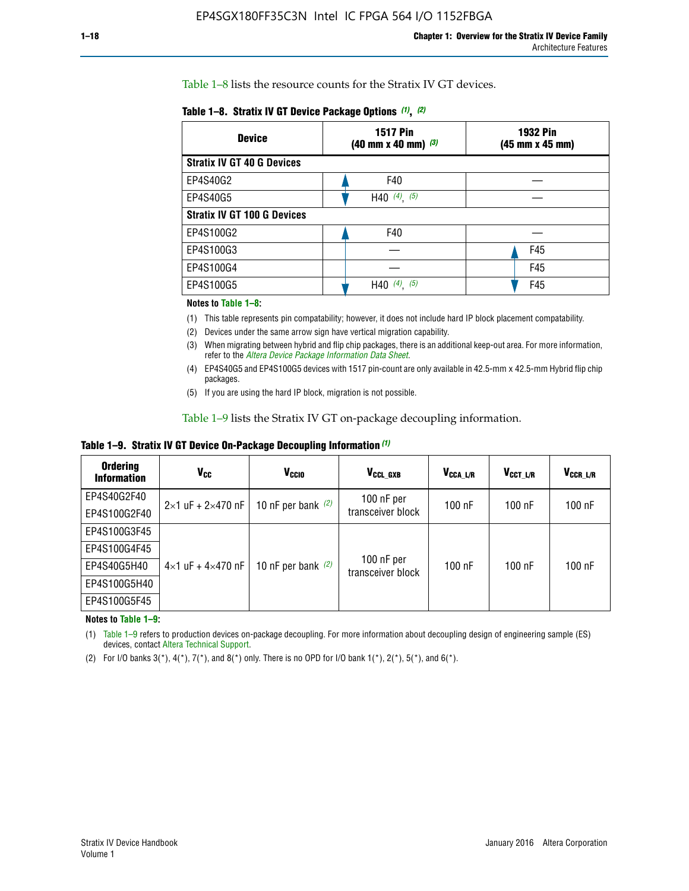Table 1–8 lists the resource counts for the Stratix IV GT devices.

**Table 1–8. Stratix IV GT Device Package Options (1), (2)**

| Device | 1517 Pin (40 mm x 40 mm) (3) | 1932 Pin (45 mm x 45 mm) |
|---|---|---|
| **Stratix IV GT 40 G Devices** | | |
| EP4S40G2 | F40 | — |
| EP4S40G5 | H40 (4), (5) | — |
| **Stratix IV GT 100 G Devices** | | |
| EP4S100G2 | F40 | — |
| EP4S100G3 | — | F45 |
| EP4S100G4 | — | F45 |
| EP4S100G5 | H40 (4), (5) | F45 |

**Notes to Table 1–8:**

(1) This table represents pin compatability; however, it does not include hard IP block placement compatability.

(2) Devices under the same arrow sign have vertical migration capability.

(3) When migrating between hybrid and flip chip packages, there is an additional keep-out area. For more information, refer to the *Altera Device Package Information Data Sheet*.

(4) EP4S40G5 and EP4S100G5 devices with 1517 pin-count are only available in 42.5-mm x 42.5-mm Hybrid flip chip packages.

(5) If you are using the hard IP block, migration is not possible.

Table 1–9 lists the Stratix IV GT on-package decoupling information.

**Table 1–9. Stratix IV GT Device On-Package Decoupling Information (1)**

| Ordering Information | $V_{CC}$ | $V_{CCIO}$ | $V_{CCL\_GXB}$ | $V_{CCA\_L/R}$ | $V_{CCT\_L/R}$ | $V_{CCR\_L/R}$ |
|---|---|---|---|---|---|---|
| EP4S40G2F40 | 2×1 uF + 2×470 nF | 10 nF per bank (2) | 100 nF per transceiver block | 100 nF | 100 nF | 100 nF |
| EP4S100G2F40 | | | | | | |
| EP4S100G3F45 | 4×1 uF + 4×470 nF | 10 nF per bank (2) | 100 nF per transceiver block | 100 nF | 100 nF | 100 nF |
| EP4S100G4F45 | | | | | | |
| EP4S40G5H40 | | | | | | |
| EP4S100G5H40 | | | | | | |
| EP4S100G5F45 | | | | | | |

**Notes to Table 1–9:**

(1) Table 1–9 refers to production devices on-package decoupling. For more information about decoupling design of engineering sample (ES) devices, contact Altera Technical Support.

(2) For I/O banks 3(*), 4(*), 7(*), and 8(*) only. There is no OPD for I/O bank 1(*), 2(*), 5(*), and 6(*).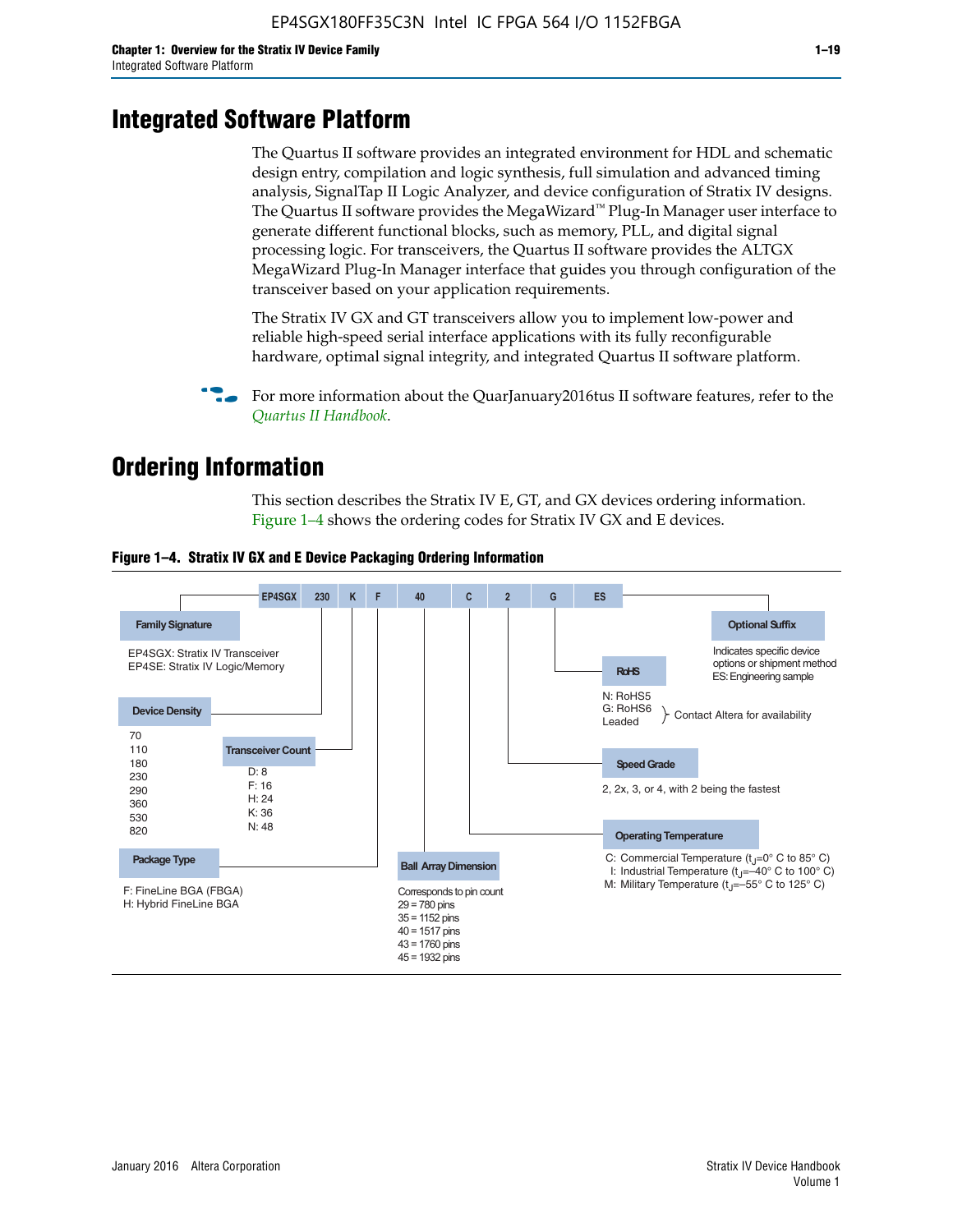# Integrated Software Platform

The Quartus II software provides an integrated environment for HDL and schematic design entry, compilation and logic synthesis, full simulation and advanced timing analysis, SignalTap II Logic Analyzer, and device configuration of Stratix IV designs. The Quartus II software provides the MegaWizard™ Plug-In Manager user interface to generate different functional blocks, such as memory, PLL, and digital signal processing logic. For transceivers, the Quartus II software provides the ALTGX MegaWizard Plug-In Manager interface that guides you through configuration of the transceiver based on your application requirements.

The Stratix IV GX and GT transceivers allow you to implement low-power and reliable high-speed serial interface applications with its fully reconfigurable hardware, optimal signal integrity, and integrated Quartus II software platform.

For more information about the QuarJanuary2016tus II software features, refer to the *Quartus II Handbook*.

# Ordering Information

This section describes the Stratix IV E, GT, and GX devices ordering information. Figure 1–4 shows the ordering codes for Stratix IV GX and E devices.

**Figure 1–4. Stratix IV GX and E Device Packaging Ordering Information**

EP4SGX 230 K F 40 C 2 G ES

**Family Signature**
EP4SGX: Stratix IV Transceiver
EP4SE: Stratix IV Logic/Memory

**Device Density**
70
110
180
230
290
360
530
820

**Transceiver Count**
D: 8
F: 16
H: 24
K: 36
N: 48

**Package Type**
F: FineLine BGA (FBGA)
H: Hybrid FineLine BGA

**Ball Array Dimension**
Corresponds to pin count
29 = 780 pins
35 = 1152 pins
40 = 1517 pins
43 = 1760 pins
45 = 1932 pins

**Operating Temperature**
C: Commercial Temperature ($t_J$=0° C to 85° C)
I: Industrial Temperature ($t_J$=–40° C to 100° C)
M: Military Temperature ($t_J$=–55° C to 125° C)

**Speed Grade**
2, 2x, 3, or 4, with 2 being the fastest

**RoHS**
N: RoHS5
G: RoHS6
Leaded
} Contact Altera for availability

**Optional Suffix**
Indicates specific device options or shipment method
ES: Engineering sample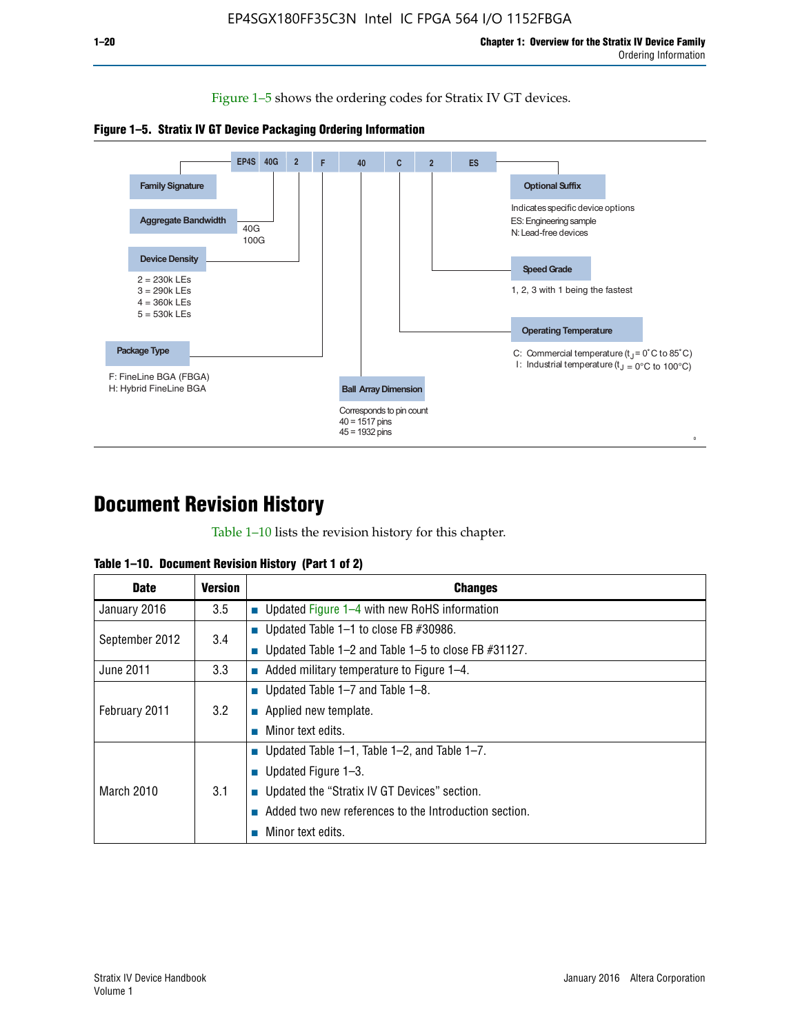Figure 1–5 shows the ordering codes for Stratix IV GT devices.

**Figure 1–5. Stratix IV GT Device Packaging Ordering Information**

EP4S 40G 2 F 40 C 2 ES

- **Family Signature**
- **Aggregate Bandwidth**
  - 40G
  - 100G
- **Device Density**
  - 2 = 230k LEs
  - 3 = 290k LEs
  - 4 = 360k LEs
  - 5 = 530k LEs
- **Package Type**
  - F: FineLine BGA (FBGA)
  - H: Hybrid FineLine BGA
- **Ball Array Dimension**
  - Corresponds to pin count
  - 40 = 1517 pins
  - 45 = 1932 pins
- **Operating Temperature**
  - C: Commercial temperature ($t_J$ = 0°C to 85°C)
  - I: Industrial temperature ($t_J$ = 0°C to 100°C)
- **Speed Grade**
  - 1, 2, 3 with 1 being the fastest
- **Optional Suffix**
  - Indicates specific device options
  - ES: Engineering sample
  - N: Lead-free devices

# Document Revision History

Table 1–10 lists the revision history for this chapter.

**Table 1–10. Document Revision History (Part 1 of 2)**

| Date | Version | Changes |
|---|---|---|
| January 2016 | 3.5 | ■ Updated Figure 1–4 with new RoHS information |
| September 2012 | 3.4 | ■ Updated Table 1–1 to close FB #30986.<br>■ Updated Table 1–2 and Table 1–5 to close FB #31127. |
| June 2011 | 3.3 | ■ Added military temperature to Figure 1–4. |
| February 2011 | 3.2 | ■ Updated Table 1–7 and Table 1–8.<br>■ Applied new template.<br>■ Minor text edits. |
| March 2010 | 3.1 | ■ Updated Table 1–1, Table 1–2, and Table 1–7.<br>■ Updated Figure 1–3.<br>■ Updated the “Stratix IV GT Devices” section.<br>■ Added two new references to the Introduction section.<br>■ Minor text edits. |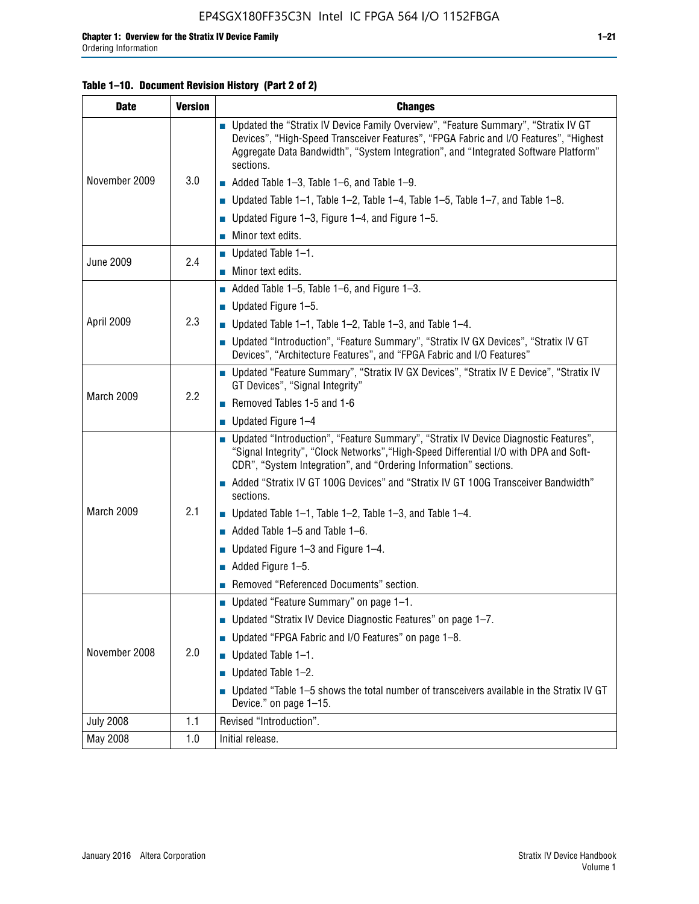**Table 1–10. Document Revision History (Part 2 of 2)**

| Date | Version | Changes |
|---|---|---|
| November 2009 | 3.0 | ■ Updated the "Stratix IV Device Family Overview", "Feature Summary", "Stratix IV GT Devices", "High-Speed Transceiver Features", "FPGA Fabric and I/O Features", "Highest Aggregate Data Bandwidth", "System Integration", and "Integrated Software Platform" sections.<br>■ Added Table 1–3, Table 1–6, and Table 1–9.<br>■ Updated Table 1–1, Table 1–2, Table 1–4, Table 1–5, Table 1–7, and Table 1–8.<br>■ Updated Figure 1–3, Figure 1–4, and Figure 1–5.<br>■ Minor text edits. |
| June 2009 | 2.4 | ■ Updated Table 1–1.<br>■ Minor text edits. |
| April 2009 | 2.3 | ■ Added Table 1–5, Table 1–6, and Figure 1–3.<br>■ Updated Figure 1–5.<br>■ Updated Table 1–1, Table 1–2, Table 1–3, and Table 1–4.<br>■ Updated "Introduction", "Feature Summary", "Stratix IV GX Devices", "Stratix IV GT Devices", "Architecture Features", and "FPGA Fabric and I/O Features" |
| March 2009 | 2.2 | ■ Updated "Feature Summary", "Stratix IV GX Devices", "Stratix IV E Device", "Stratix IV GT Devices", "Signal Integrity"<br>■ Removed Tables 1-5 and 1-6<br>■ Updated Figure 1–4 |
| March 2009 | 2.1 | ■ Updated "Introduction", "Feature Summary", "Stratix IV Device Diagnostic Features", "Signal Integrity", "Clock Networks","High-Speed Differential I/O with DPA and Soft-CDR", "System Integration", and "Ordering Information" sections.<br>■ Added "Stratix IV GT 100G Devices" and "Stratix IV GT 100G Transceiver Bandwidth" sections.<br>■ Updated Table 1–1, Table 1–2, Table 1–3, and Table 1–4.<br>■ Added Table 1–5 and Table 1–6.<br>■ Updated Figure 1–3 and Figure 1–4.<br>■ Added Figure 1–5.<br>■ Removed "Referenced Documents" section. |
| November 2008 | 2.0 | ■ Updated "Feature Summary" on page 1–1.<br>■ Updated "Stratix IV Device Diagnostic Features" on page 1–7.<br>■ Updated "FPGA Fabric and I/O Features" on page 1–8.<br>■ Updated Table 1–1.<br>■ Updated Table 1–2.<br>■ Updated "Table 1–5 shows the total number of transceivers available in the Stratix IV GT Device." on page 1–15. |
| July 2008 | 1.1 | Revised "Introduction". |
| May 2008 | 1.0 | Initial release. |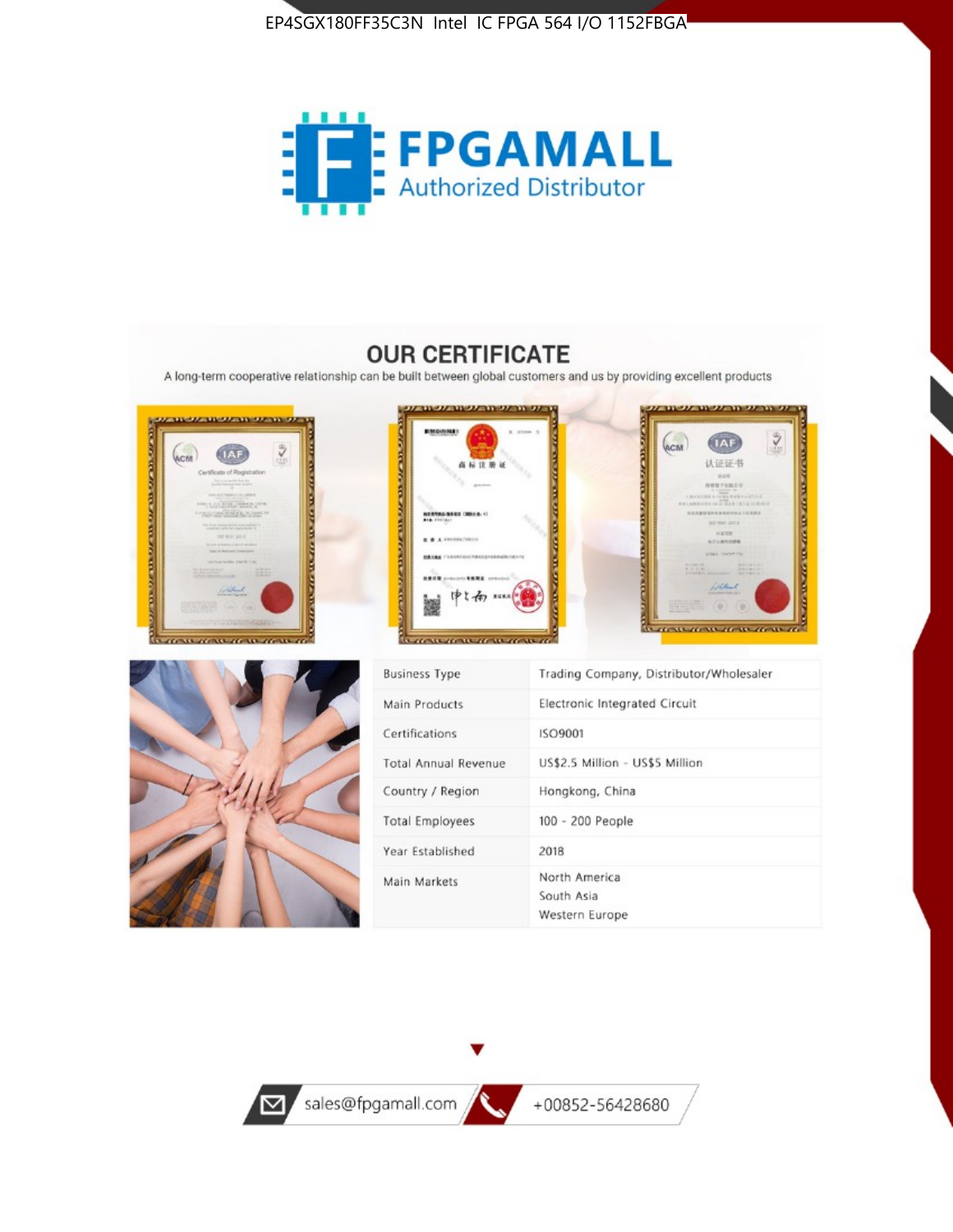FPGAMALL
Authorized Distributor

## OUR CERTIFICATE

A long-term cooperative relationship can be built between global customers and us by providing excellent products

| | |
|---|---|
| Business Type | Trading Company, Distributor/Wholesaler |
| Main Products | Electronic Integrated Circuit |
| Certifications | ISO9001 |
| Total Annual Revenue | US$2.5 Million - US$5 Million |
| Country / Region | Hongkong, China |
| Total Employees | 100 - 200 People |
| Year Established | 2018 |
| Main Markets | North America<br>South Asia<br>Western Europe |

sales@fpgamall.com
+00852-56428680